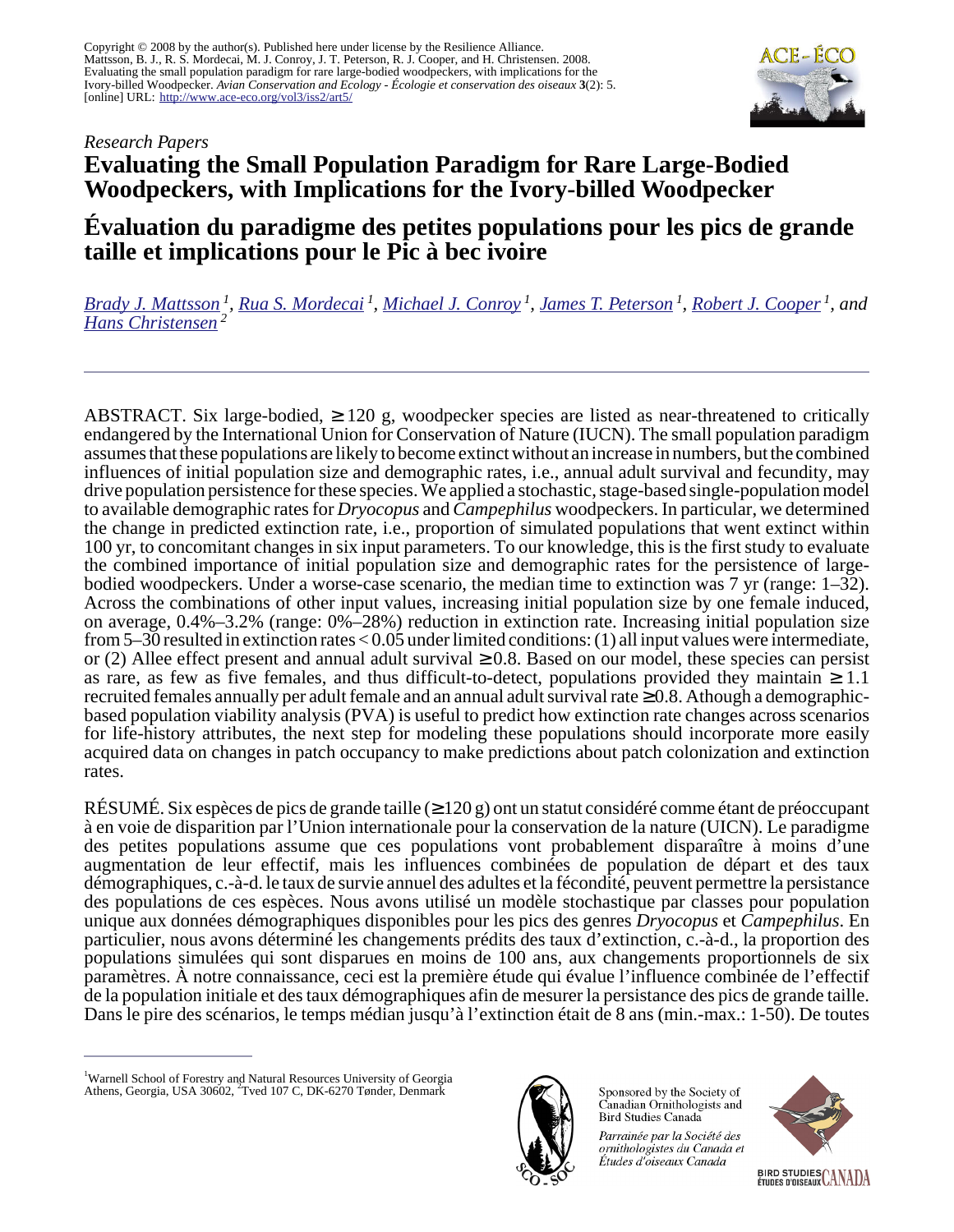Copyright © 2008 by the author(s). Published here under license by the Resilience Alliance.
Mattsson, B. J., R. S. Mordecai, M. J. Conroy, J. T. Peterson, R. J. Cooper, and H. Christensen. 2008. Evaluating the small population paradigm for rare large-bodied woodpeckers, with implications for the Ivory-billed Woodpecker. *Avian Conservation and Ecology - Écologie et conservation des oiseaux* **3**(2): 5. [online] URL: http://www.ace-eco.org/vol3/iss2/art5/

*Research Papers*

# Evaluating the Small Population Paradigm for Rare Large-Bodied Woodpeckers, with Implications for the Ivory-billed Woodpecker

# Évaluation du paradigme des petites populations pour les pics de grande taille et implications pour le Pic à bec ivoire

*Brady J. Mattsson [1], Rua S. Mordecai [1], Michael J. Conroy [1], James T. Peterson [1], Robert J. Cooper [1], and Hans Christensen [2]*

ABSTRACT. Six large-bodied, ≥ 120 g, woodpecker species are listed as near-threatened to critically endangered by the International Union for Conservation of Nature (IUCN). The small population paradigm assumes that these populations are likely to become extinct without an increase in numbers, but the combined influences of initial population size and demographic rates, i.e., annual adult survival and fecundity, may drive population persistence for these species. We applied a stochastic, stage-based single-population model to available demographic rates for *Dryocopus* and *Campephilus* woodpeckers. In particular, we determined the change in predicted extinction rate, i.e., proportion of simulated populations that went extinct within 100 yr, to concomitant changes in six input parameters. To our knowledge, this is the first study to evaluate the combined importance of initial population size and demographic rates for the persistence of large-bodied woodpeckers. Under a worse-case scenario, the median time to extinction was 7 yr (range: 1–32). Across the combinations of other input values, increasing initial population size by one female induced, on average, 0.4%–3.2% (range: 0%–28%) reduction in extinction rate. Increasing initial population size from 5–30 resulted in extinction rates < 0.05 under limited conditions: (1) all input values were intermediate, or (2) Allee effect present and annual adult survival ≥ 0.8. Based on our model, these species can persist as rare, as few as five females, and thus difficult-to-detect, populations provided they maintain ≥ 1.1 recruited females annually per adult female and an annual adult survival rate ≥ 0.8. Athough a demographic-based population viability analysis (PVA) is useful to predict how extinction rate changes across scenarios for life-history attributes, the next step for modeling these populations should incorporate more easily acquired data on changes in patch occupancy to make predictions about patch colonization and extinction rates.

RÉSUMÉ. Six espèces de pics de grande taille (≥ 120 g) ont un statut considéré comme étant de préoccupant à en voie de disparition par l'Union internationale pour la conservation de la nature (UICN). Le paradigme des petites populations assume que ces populations vont probablement disparaître à moins d'une augmentation de leur effectif, mais les influences combinées de population de départ et des taux démographiques, c.-à-d. le taux de survie annuel des adultes et la fécondité, peuvent permettre la persistance des populations de ces espèces. Nous avons utilisé un modèle stochastique par classes pour population unique aux données démographiques disponibles pour les pics des genres *Dryocopus* et *Campephilus*. En particulier, nous avons déterminé les changements prédits des taux d'extinction, c.-à-d., la proportion des populations simulées qui sont disparues en moins de 100 ans, aux changements proportionnels de six paramètres. À notre connaissance, ceci est la première étude qui évalue l'influence combinée de l'effectif de la population initiale et des taux démographiques afin de mesurer la persistance des pics de grande taille. Dans le pire des scénarios, le temps médian jusqu'à l'extinction était de 8 ans (min.-max.: 1-50). De toutes

[1]Warnell School of Forestry and Natural Resources University of Georgia Athens, Georgia, USA 30602, [2]Tved 107 C, DK-6270 Tønder, Denmark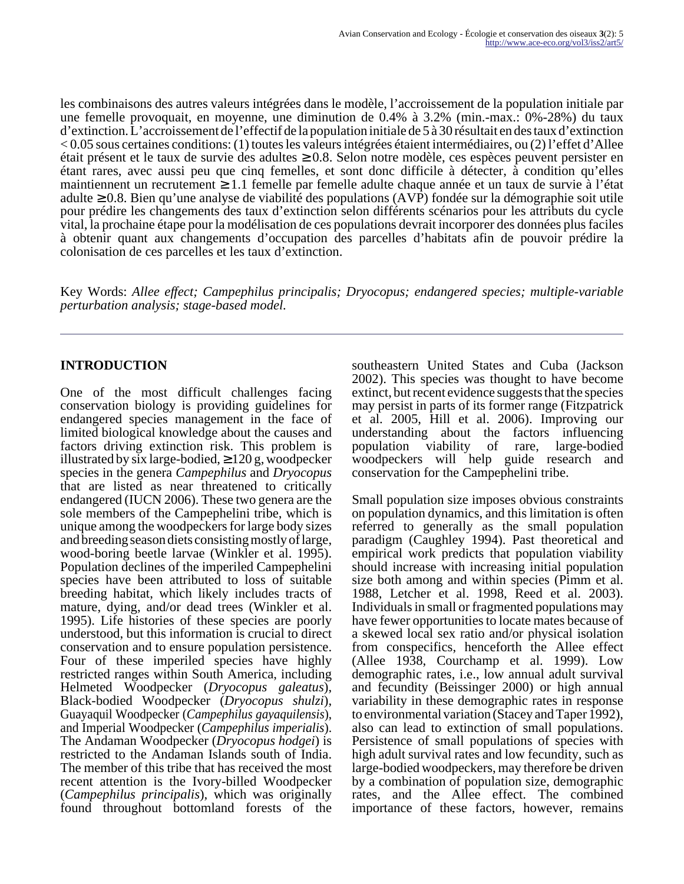les combinaisons des autres valeurs intégrées dans le modèle, l'accroissement de la population initiale par une femelle provoquait, en moyenne, une diminution de 0.4% à 3.2% (min.-max.: 0%-28%) du taux d'extinction. L'accroissement de l'effectif de la population initiale de 5 à 30 résultait en des taux d'extinction < 0.05 sous certaines conditions: (1) toutes les valeurs intégrées étaient intermédiaires, ou (2) l'effet d'Allee était présent et le taux de survie des adultes ≥ 0.8. Selon notre modèle, ces espèces peuvent persister en étant rares, avec aussi peu que cinq femelles, et sont donc difficile à détecter, à condition qu'elles maintiennent un recrutement ≥ 1.1 femelle par femelle adulte chaque année et un taux de survie à l'état adulte ≥ 0.8. Bien qu'une analyse de viabilité des populations (AVP) fondée sur la démographie soit utile pour prédire les changements des taux d'extinction selon différents scénarios pour les attributs du cycle vital, la prochaine étape pour la modélisation de ces populations devrait incorporer des données plus faciles à obtenir quant aux changements d'occupation des parcelles d'habitats afin de pouvoir prédire la colonisation de ces parcelles et les taux d'extinction.

Key Words: *Allee effect; Campephilus principalis; Dryocopus; endangered species; multiple-variable perturbation analysis; stage-based model.*

## INTRODUCTION

One of the most difficult challenges facing conservation biology is providing guidelines for endangered species management in the face of limited biological knowledge about the causes and factors driving extinction risk. This problem is illustrated by six large-bodied, ≥ 120 g, woodpecker species in the genera *Campephilus* and *Dryocopus* that are listed as near threatened to critically endangered (IUCN 2006). These two genera are the sole members of the Campephelini tribe, which is unique among the woodpeckers for large body sizes and breeding season diets consisting mostly of large, wood-boring beetle larvae (Winkler et al. 1995). Population declines of the imperiled Campephelini species have been attributed to loss of suitable breeding habitat, which likely includes tracts of mature, dying, and/or dead trees (Winkler et al. 1995). Life histories of these species are poorly understood, but this information is crucial to direct conservation and to ensure population persistence. Four of these imperiled species have highly restricted ranges within South America, including Helmeted Woodpecker (*Dryocopus galeatus*), Black-bodied Woodpecker (*Dryocopus shulzi*), Guayaquil Woodpecker (*Campephilus gayaquilensis*), and Imperial Woodpecker (*Campephilus imperialis*). The Andaman Woodpecker (*Dryocopus hodgei*) is restricted to the Andaman Islands south of India. The member of this tribe that has received the most recent attention is the Ivory-billed Woodpecker (*Campephilus principalis*), which was originally found throughout bottomland forests of the southeastern United States and Cuba (Jackson 2002). This species was thought to have become extinct, but recent evidence suggests that the species may persist in parts of its former range (Fitzpatrick et al. 2005, Hill et al. 2006). Improving our understanding about the factors influencing population viability of rare, large-bodied woodpeckers will help guide research and conservation for the Campephelini tribe.

Small population size imposes obvious constraints on population dynamics, and this limitation is often referred to generally as the small population paradigm (Caughley 1994). Past theoretical and empirical work predicts that population viability should increase with increasing initial population size both among and within species (Pimm et al. 1988, Letcher et al. 1998, Reed et al. 2003). Individuals in small or fragmented populations may have fewer opportunities to locate mates because of a skewed local sex ratio and/or physical isolation from conspecifics, henceforth the Allee effect (Allee 1938, Courchamp et al. 1999). Low demographic rates, i.e., low annual adult survival and fecundity (Beissinger 2000) or high annual variability in these demographic rates in response to environmental variation (Stacey and Taper 1992), also can lead to extinction of small populations. Persistence of small populations of species with high adult survival rates and low fecundity, such as large-bodied woodpeckers, may therefore be driven by a combination of population size, demographic rates, and the Allee effect. The combined importance of these factors, however, remains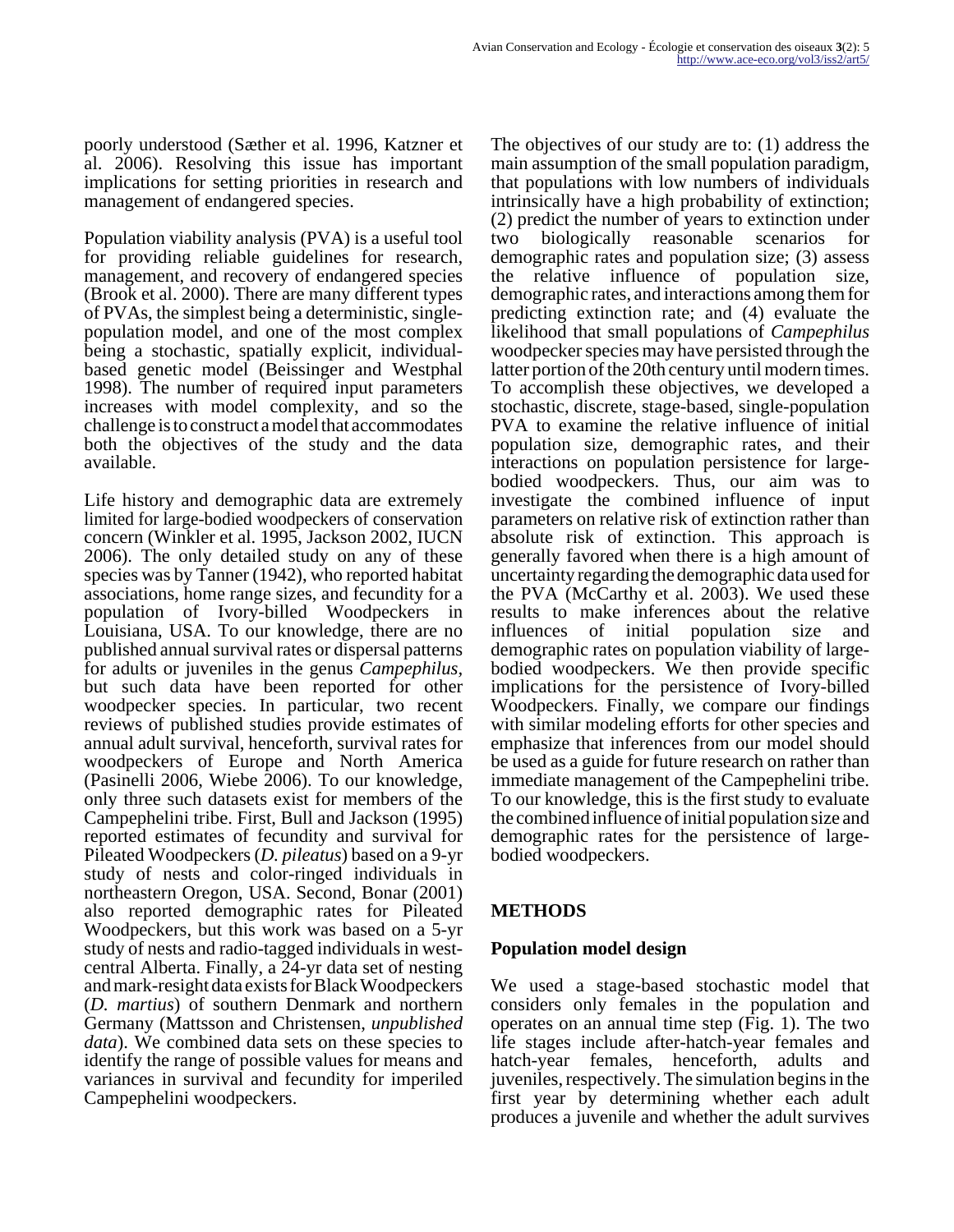poorly understood (Sæther et al. 1996, Katzner et al. 2006). Resolving this issue has important implications for setting priorities in research and management of endangered species.

Population viability analysis (PVA) is a useful tool for providing reliable guidelines for research, management, and recovery of endangered species (Brook et al. 2000). There are many different types of PVAs, the simplest being a deterministic, single-population model, and one of the most complex being a stochastic, spatially explicit, individual-based genetic model (Beissinger and Westphal 1998). The number of required input parameters increases with model complexity, and so the challenge is to construct a model that accommodates both the objectives of the study and the data available.

Life history and demographic data are extremely limited for large-bodied woodpeckers of conservation concern (Winkler et al. 1995, Jackson 2002, IUCN 2006). The only detailed study on any of these species was by Tanner (1942), who reported habitat associations, home range sizes, and fecundity for a population of Ivory-billed Woodpeckers in Louisiana, USA. To our knowledge, there are no published annual survival rates or dispersal patterns for adults or juveniles in the genus *Campephilus*, but such data have been reported for other woodpecker species. In particular, two recent reviews of published studies provide estimates of annual adult survival, henceforth, survival rates for woodpeckers of Europe and North America (Pasinelli 2006, Wiebe 2006). To our knowledge, only three such datasets exist for members of the Campephelini tribe. First, Bull and Jackson (1995) reported estimates of fecundity and survival for Pileated Woodpeckers (*D. pileatus*) based on a 9-yr study of nests and color-ringed individuals in northeastern Oregon, USA. Second, Bonar (2001) also reported demographic rates for Pileated Woodpeckers, but this work was based on a 5-yr study of nests and radio-tagged individuals in west-central Alberta. Finally, a 24-yr data set of nesting and mark-resight data exists for Black Woodpeckers (*D. martius*) of southern Denmark and northern Germany (Mattsson and Christensen, *unpublished data*). We combined data sets on these species to identify the range of possible values for means and variances in survival and fecundity for imperiled Campephelini woodpeckers.

The objectives of our study are to: (1) address the main assumption of the small population paradigm, that populations with low numbers of individuals intrinsically have a high probability of extinction; (2) predict the number of years to extinction under two biologically reasonable scenarios for demographic rates and population size; (3) assess the relative influence of population size, demographic rates, and interactions among them for predicting extinction rate; and (4) evaluate the likelihood that small populations of *Campephilus* woodpecker species may have persisted through the latter portion of the 20th century until modern times. To accomplish these objectives, we developed a stochastic, discrete, stage-based, single-population PVA to examine the relative influence of initial population size, demographic rates, and their interactions on population persistence for large-bodied woodpeckers. Thus, our aim was to investigate the combined influence of input parameters on relative risk of extinction rather than absolute risk of extinction. This approach is generally favored when there is a high amount of uncertainty regarding the demographic data used for the PVA (McCarthy et al. 2003). We used these results to make inferences about the relative influences of initial population size and demographic rates on population viability of large-bodied woodpeckers. We then provide specific implications for the persistence of Ivory-billed Woodpeckers. Finally, we compare our findings with similar modeling efforts for other species and emphasize that inferences from our model should be used as a guide for future research on rather than immediate management of the Campephelini tribe. To our knowledge, this is the first study to evaluate the combined influence of initial population size and demographic rates for the persistence of large-bodied woodpeckers.

## METHODS

### Population model design

We used a stage-based stochastic model that considers only females in the population and operates on an annual time step (Fig. 1). The two life stages include after-hatch-year females and hatch-year females, henceforth, adults and juveniles, respectively. The simulation begins in the first year by determining whether each adult produces a juvenile and whether the adult survives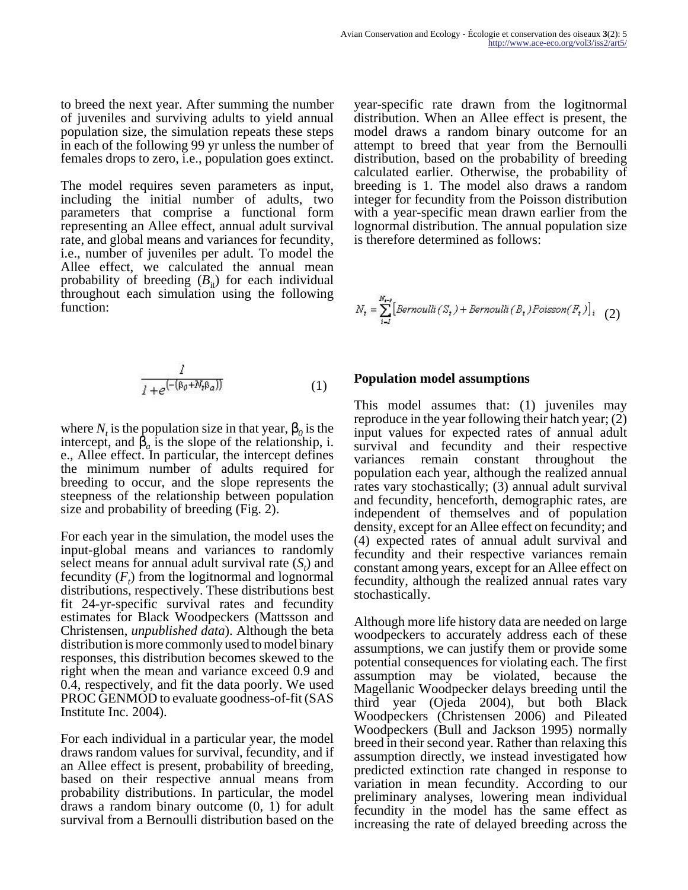to breed the next year. After summing the number of juveniles and surviving adults to yield annual population size, the simulation repeats these steps in each of the following 99 yr unless the number of females drops to zero, i.e., population goes extinct.

The model requires seven parameters as input, including the initial number of adults, two parameters that comprise a functional form representing an Allee effect, annual adult survival rate, and global means and variances for fecundity, i.e., number of juveniles per adult. To model the Allee effect, we calculated the annual mean probability of breeding ($B_{it}$) for each individual throughout each simulation using the following function:

$$\frac{1}{1+e^{(-(\beta_0+N_t\beta_a))}} \tag{1}$$

where $N_t$ is the population size in that year, $\beta_0$ is the intercept, and $\beta_a$ is the slope of the relationship, i. e., Allee effect. In particular, the intercept defines the minimum number of adults required for breeding to occur, and the slope represents the steepness of the relationship between population size and probability of breeding (Fig. 2).

For each year in the simulation, the model uses the input-global means and variances to randomly select means for annual adult survival rate ($S_t$) and fecundity ($F_t$) from the logitnormal and lognormal distributions, respectively. These distributions best fit 24-yr-specific survival rates and fecundity estimates for Black Woodpeckers (Mattsson and Christensen, *unpublished data*). Although the beta distribution is more commonly used to model binary responses, this distribution becomes skewed to the right when the mean and variance exceed 0.9 and 0.4, respectively, and fit the data poorly. We used PROC GENMOD to evaluate goodness-of-fit (SAS Institute Inc. 2004).

For each individual in a particular year, the model draws random values for survival, fecundity, and if an Allee effect is present, probability of breeding, based on their respective annual means from probability distributions. In particular, the model draws a random binary outcome (0, 1) for adult survival from a Bernoulli distribution based on the year-specific rate drawn from the logitnormal distribution. When an Allee effect is present, the model draws a random binary outcome for an attempt to breed that year from the Bernoulli distribution, based on the probability of breeding calculated earlier. Otherwise, the probability of breeding is 1. The model also draws a random integer for fecundity from the Poisson distribution with a year-specific mean drawn earlier from the lognormal distribution. The annual population size is therefore determined as follows:

$$N_t = \sum_{i=1}^{N_{t-1}} \left[ Bernoulli\,(S_t) + Bernoulli\,(B_t)\,Poisson(F_t) \right]_i \tag{2}$$

## Population model assumptions

This model assumes that: (1) juveniles may reproduce in the year following their hatch year; (2) input values for expected rates of annual adult survival and fecundity and their respective variances remain constant throughout the population each year, although the realized annual rates vary stochastically; (3) annual adult survival and fecundity, henceforth, demographic rates, are independent of themselves and of population density, except for an Allee effect on fecundity; and (4) expected rates of annual adult survival and fecundity and their respective variances remain constant among years, except for an Allee effect on fecundity, although the realized annual rates vary stochastically.

Although more life history data are needed on large woodpeckers to accurately address each of these assumptions, we can justify them or provide some potential consequences for violating each. The first assumption may be violated, because the Magellanic Woodpecker delays breeding until the third year (Ojeda 2004), but both Black Woodpeckers (Christensen 2006) and Pileated Woodpeckers (Bull and Jackson 1995) normally breed in their second year. Rather than relaxing this assumption directly, we instead investigated how predicted extinction rate changed in response to variation in mean fecundity. According to our preliminary analyses, lowering mean individual fecundity in the model has the same effect as increasing the rate of delayed breeding across the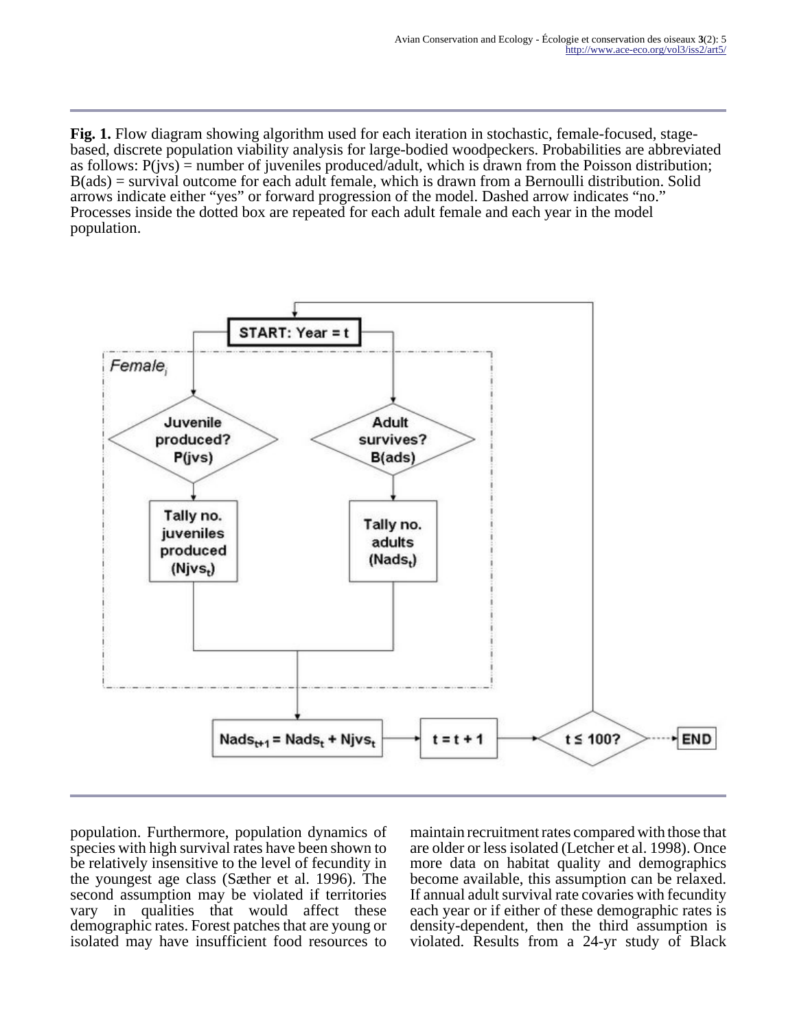**Fig. 1.** Flow diagram showing algorithm used for each iteration in stochastic, female-focused, stage-based, discrete population viability analysis for large-bodied woodpeckers. Probabilities are abbreviated as follows: P(jvs) = number of juveniles produced/adult, which is drawn from the Poisson distribution; B(ads) = survival outcome for each adult female, which is drawn from a Bernoulli distribution. Solid arrows indicate either "yes" or forward progression of the model. Dashed arrow indicates "no." Processes inside the dotted box are repeated for each adult female and each year in the model population.

population. Furthermore, population dynamics of species with high survival rates have been shown to be relatively insensitive to the level of fecundity in the youngest age class (Sæther et al. 1996). The second assumption may be violated if territories vary in qualities that would affect these demographic rates. Forest patches that are young or isolated may have insufficient food resources to maintain recruitment rates compared with those that are older or less isolated (Letcher et al. 1998). Once more data on habitat quality and demographics become available, this assumption can be relaxed. If annual adult survival rate covaries with fecundity each year or if either of these demographic rates is density-dependent, then the third assumption is violated. Results from a 24-yr study of Black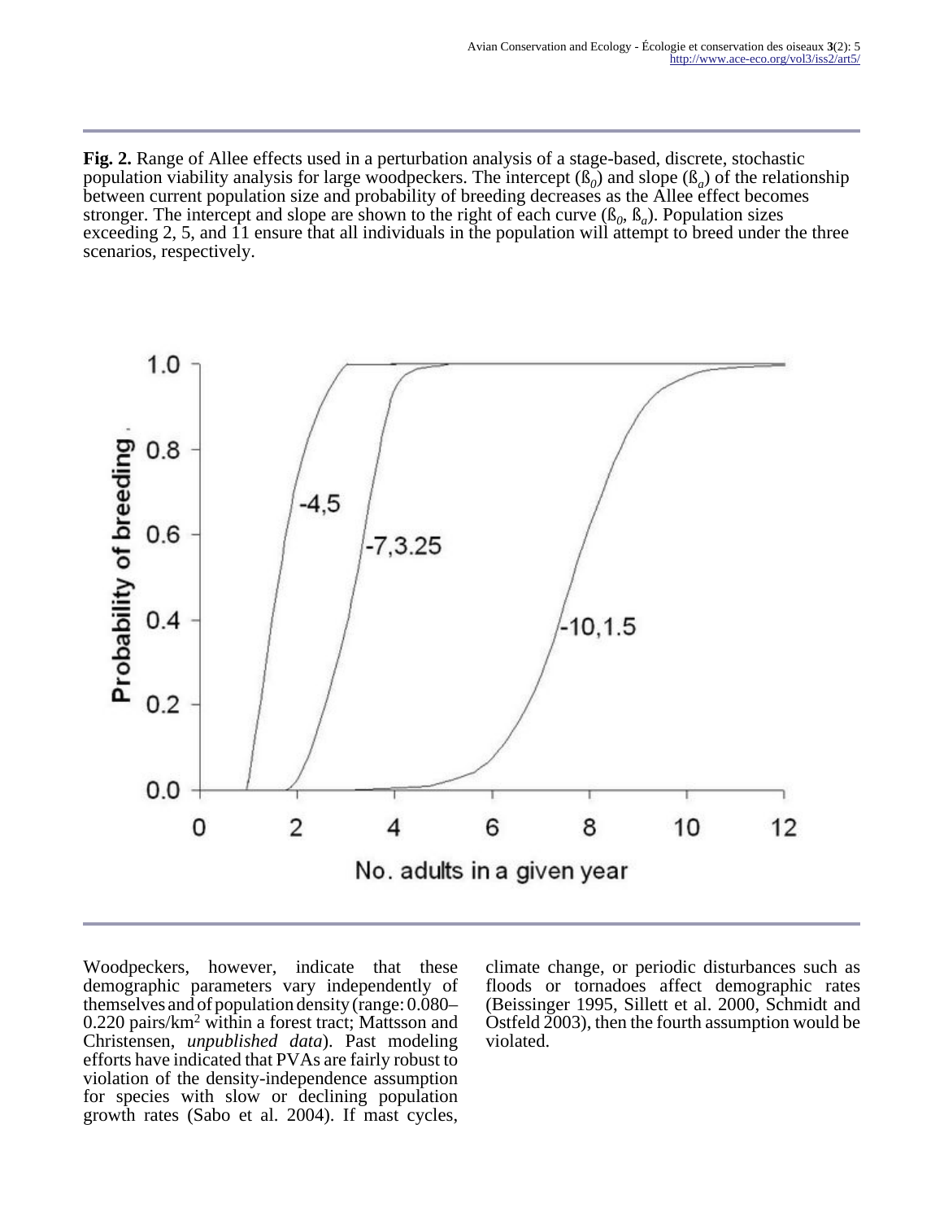**Fig. 2.** Range of Allee effects used in a perturbation analysis of a stage-based, discrete, stochastic population viability analysis for large woodpeckers. The intercept ($ß_0$) and slope ($ß_a$) of the relationship between current population size and probability of breeding decreases as the Allee effect becomes stronger. The intercept and slope are shown to the right of each curve ($ß_0$, $ß_a$). Population sizes exceeding 2, 5, and 11 ensure that all individuals in the population will attempt to breed under the three scenarios, respectively.

Woodpeckers, however, indicate that these demographic parameters vary independently of themselves and of population density (range: 0.080–0.220 pairs/km$^2$ within a forest tract; Mattsson and Christensen, *unpublished data*). Past modeling efforts have indicated that PVAs are fairly robust to violation of the density-independence assumption for species with slow or declining population growth rates (Sabo et al. 2004). If mast cycles, climate change, or periodic disturbances such as floods or tornadoes affect demographic rates (Beissinger 1995, Sillett et al. 2000, Schmidt and Ostfeld 2003), then the fourth assumption would be violated.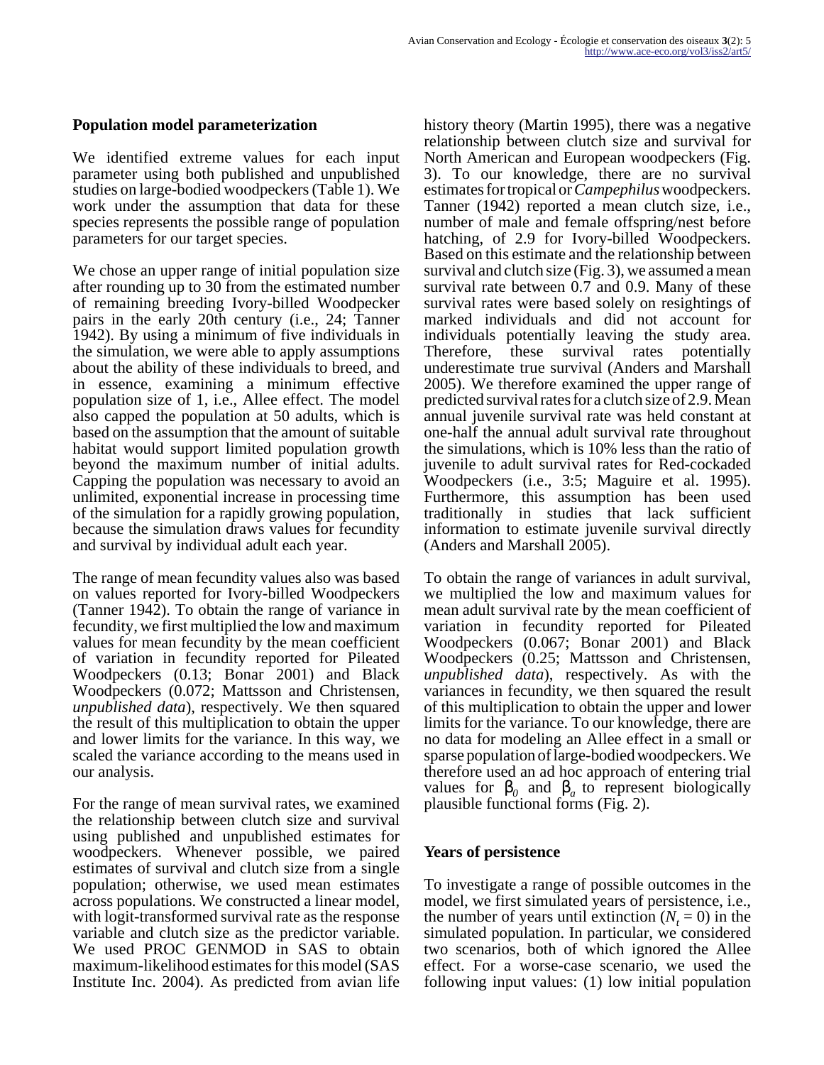### Population model parameterization

We identified extreme values for each input parameter using both published and unpublished studies on large-bodied woodpeckers (Table 1). We work under the assumption that data for these species represents the possible range of population parameters for our target species.

We chose an upper range of initial population size after rounding up to 30 from the estimated number of remaining breeding Ivory-billed Woodpecker pairs in the early 20th century (i.e., 24; Tanner 1942). By using a minimum of five individuals in the simulation, we were able to apply assumptions about the ability of these individuals to breed, and in essence, examining a minimum effective population size of 1, i.e., Allee effect. The model also capped the population at 50 adults, which is based on the assumption that the amount of suitable habitat would support limited population growth beyond the maximum number of initial adults. Capping the population was necessary to avoid an unlimited, exponential increase in processing time of the simulation for a rapidly growing population, because the simulation draws values for fecundity and survival by individual adult each year.

The range of mean fecundity values also was based on values reported for Ivory-billed Woodpeckers (Tanner 1942). To obtain the range of variance in fecundity, we first multiplied the low and maximum values for mean fecundity by the mean coefficient of variation in fecundity reported for Pileated Woodpeckers (0.13; Bonar 2001) and Black Woodpeckers (0.072; Mattsson and Christensen, *unpublished data*), respectively. We then squared the result of this multiplication to obtain the upper and lower limits for the variance. In this way, we scaled the variance according to the means used in our analysis.

For the range of mean survival rates, we examined the relationship between clutch size and survival using published and unpublished estimates for woodpeckers. Whenever possible, we paired estimates of survival and clutch size from a single population; otherwise, we used mean estimates across populations. We constructed a linear model, with logit-transformed survival rate as the response variable and clutch size as the predictor variable. We used PROC GENMOD in SAS to obtain maximum-likelihood estimates for this model (SAS Institute Inc. 2004). As predicted from avian life history theory (Martin 1995), there was a negative relationship between clutch size and survival for North American and European woodpeckers (Fig. 3). To our knowledge, there are no survival estimates for tropical or *Campephilus* woodpeckers. Tanner (1942) reported a mean clutch size, i.e., number of male and female offspring/nest before hatching, of 2.9 for Ivory-billed Woodpeckers. Based on this estimate and the relationship between survival and clutch size (Fig. 3), we assumed a mean survival rate between 0.7 and 0.9. Many of these survival rates were based solely on resightings of marked individuals and did not account for individuals potentially leaving the study area. Therefore, these survival rates potentially underestimate true survival (Anders and Marshall 2005). We therefore examined the upper range of predicted survival rates for a clutch size of 2.9. Mean annual juvenile survival rate was held constant at one-half the annual adult survival rate throughout the simulations, which is 10% less than the ratio of juvenile to adult survival rates for Red-cockaded Woodpeckers (i.e., 3:5; Maguire et al. 1995). Furthermore, this assumption has been used traditionally in studies that lack sufficient information to estimate juvenile survival directly (Anders and Marshall 2005).

To obtain the range of variances in adult survival, we multiplied the low and maximum values for mean adult survival rate by the mean coefficient of variation in fecundity reported for Pileated Woodpeckers (0.067; Bonar 2001) and Black Woodpeckers (0.25; Mattsson and Christensen, *unpublished data*), respectively. As with the variances in fecundity, we then squared the result of this multiplication to obtain the upper and lower limits for the variance. To our knowledge, there are no data for modeling an Allee effect in a small or sparse population of large-bodied woodpeckers. We therefore used an ad hoc approach of entering trial values for $\beta_0$ and $\beta_a$ to represent biologically plausible functional forms (Fig. 2).

### Years of persistence

To investigate a range of possible outcomes in the model, we first simulated years of persistence, i.e., the number of years until extinction ($N_t = 0$) in the simulated population. In particular, we considered two scenarios, both of which ignored the Allee effect. For a worse-case scenario, we used the following input values: (1) low initial population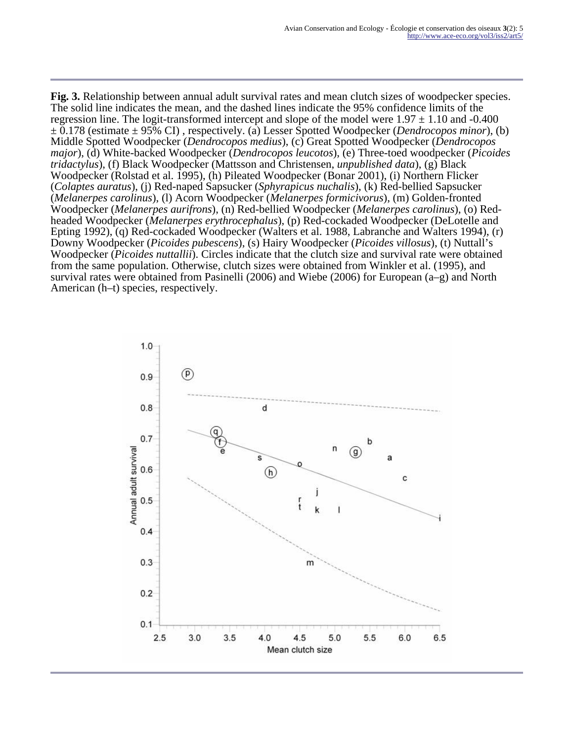**Fig. 3.** Relationship between annual adult survival rates and mean clutch sizes of woodpecker species. The solid line indicates the mean, and the dashed lines indicate the 95% confidence limits of the regression line. The logit-transformed intercept and slope of the model were $1.97 \pm 1.10$ and $-0.400 \pm 0.178$ (estimate ± 95% CI) , respectively. (a) Lesser Spotted Woodpecker (*Dendrocopos minor*), (b) Middle Spotted Woodpecker (*Dendrocopos medius*), (c) Great Spotted Woodpecker (*Dendrocopos major*), (d) White-backed Woodpecker (*Dendrocopos leucotos*), (e) Three-toed woodpecker (*Picoides tridactylus*), (f) Black Woodpecker (Mattsson and Christensen, *unpublished data*), (g) Black Woodpecker (Rolstad et al. 1995), (h) Pileated Woodpecker (Bonar 2001), (i) Northern Flicker (*Colaptes auratus*), (j) Red-naped Sapsucker (*Sphyrapicus nuchalis*), (k) Red-bellied Sapsucker (*Melanerpes carolinus*), (l) Acorn Woodpecker (*Melanerpes formicivorus*), (m) Golden-fronted Woodpecker (*Melanerpes aurifrons*), (n) Red-bellied Woodpecker (*Melanerpes carolinus*), (o) Red-headed Woodpecker (*Melanerpes erythrocephalus*), (p) Red-cockaded Woodpecker (DeLotelle and Epting 1992), (q) Red-cockaded Woodpecker (Walters et al. 1988, Labranche and Walters 1994), (r) Downy Woodpecker (*Picoides pubescens*), (s) Hairy Woodpecker (*Picoides villosus*), (t) Nuttall's Woodpecker (*Picoides nuttallii*). Circles indicate that the clutch size and survival rate were obtained from the same population. Otherwise, clutch sizes were obtained from Winkler et al. (1995), and survival rates were obtained from Pasinelli (2006) and Wiebe (2006) for European (a–g) and North American (h–t) species, respectively.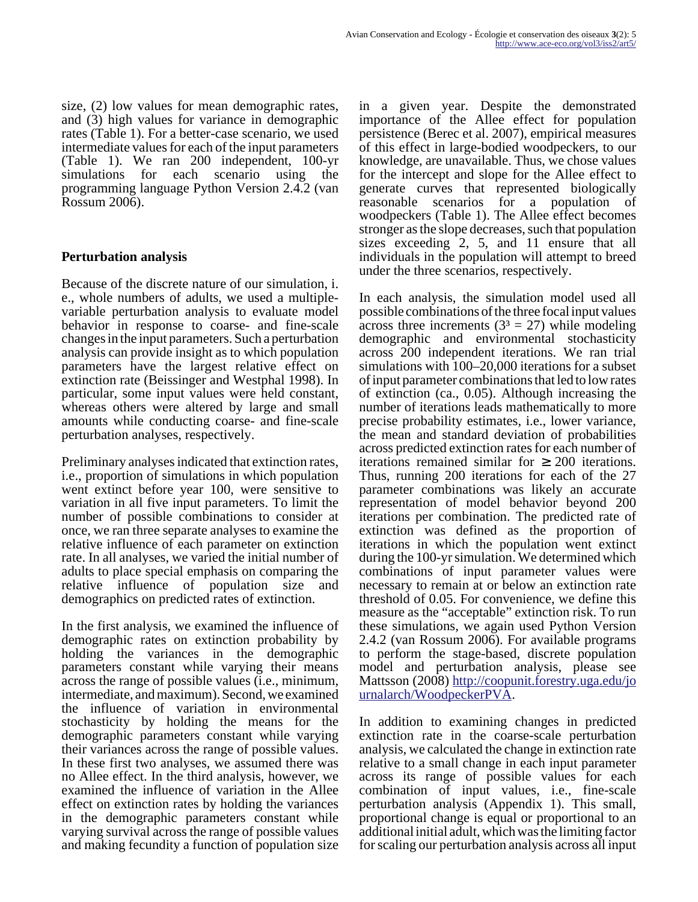size, (2) low values for mean demographic rates, and (3) high values for variance in demographic rates (Table 1). For a better-case scenario, we used intermediate values for each of the input parameters (Table 1). We ran 200 independent, 100-yr simulations for each scenario using the programming language Python Version 2.4.2 (van Rossum 2006).

## Perturbation analysis

Because of the discrete nature of our simulation, i. e., whole numbers of adults, we used a multiple-variable perturbation analysis to evaluate model behavior in response to coarse- and fine-scale changes in the input parameters. Such a perturbation analysis can provide insight as to which population parameters have the largest relative effect on extinction rate (Beissinger and Westphal 1998). In particular, some input values were held constant, whereas others were altered by large and small amounts while conducting coarse- and fine-scale perturbation analyses, respectively.

Preliminary analyses indicated that extinction rates, i.e., proportion of simulations in which population went extinct before year 100, were sensitive to variation in all five input parameters. To limit the number of possible combinations to consider at once, we ran three separate analyses to examine the relative influence of each parameter on extinction rate. In all analyses, we varied the initial number of adults to place special emphasis on comparing the relative influence of population size and demographics on predicted rates of extinction.

In the first analysis, we examined the influence of demographic rates on extinction probability by holding the variances in the demographic parameters constant while varying their means across the range of possible values (i.e., minimum, intermediate, and maximum). Second, we examined the influence of variation in environmental stochasticity by holding the means for the demographic parameters constant while varying their variances across the range of possible values. In these first two analyses, we assumed there was no Allee effect. In the third analysis, however, we examined the influence of variation in the Allee effect on extinction rates by holding the variances in the demographic parameters constant while varying survival across the range of possible values and making fecundity a function of population size in a given year. Despite the demonstrated importance of the Allee effect for population persistence (Berec et al. 2007), empirical measures of this effect in large-bodied woodpeckers, to our knowledge, are unavailable. Thus, we chose values for the intercept and slope for the Allee effect to generate curves that represented biologically reasonable scenarios for a population of woodpeckers (Table 1). The Allee effect becomes stronger as the slope decreases, such that population sizes exceeding 2, 5, and 11 ensure that all individuals in the population will attempt to breed under the three scenarios, respectively.

In each analysis, the simulation model used all possible combinations of the three focal input values across three increments ($3^3 = 27$) while modeling demographic and environmental stochasticity across 200 independent iterations. We ran trial simulations with 100–20,000 iterations for a subset of input parameter combinations that led to low rates of extinction (ca., 0.05). Although increasing the number of iterations leads mathematically to more precise probability estimates, i.e., lower variance, the mean and standard deviation of probabilities across predicted extinction rates for each number of iterations remained similar for $\geq 200$ iterations. Thus, running 200 iterations for each of the 27 parameter combinations was likely an accurate representation of model behavior beyond 200 iterations per combination. The predicted rate of extinction was defined as the proportion of iterations in which the population went extinct during the 100-yr simulation. We determined which combinations of input parameter values were necessary to remain at or below an extinction rate threshold of 0.05. For convenience, we define this measure as the "acceptable" extinction risk. To run these simulations, we again used Python Version 2.4.2 (van Rossum 2006). For available programs to perform the stage-based, discrete population model and perturbation analysis, please see Mattsson (2008) http://coopunit.forestry.uga.edu/journalarch/WoodpeckerPVA.

In addition to examining changes in predicted extinction rate in the coarse-scale perturbation analysis, we calculated the change in extinction rate relative to a small change in each input parameter across its range of possible values for each combination of input values, i.e., fine-scale perturbation analysis (Appendix 1). This small, proportional change is equal or proportional to an additional initial adult, which was the limiting factor for scaling our perturbation analysis across all input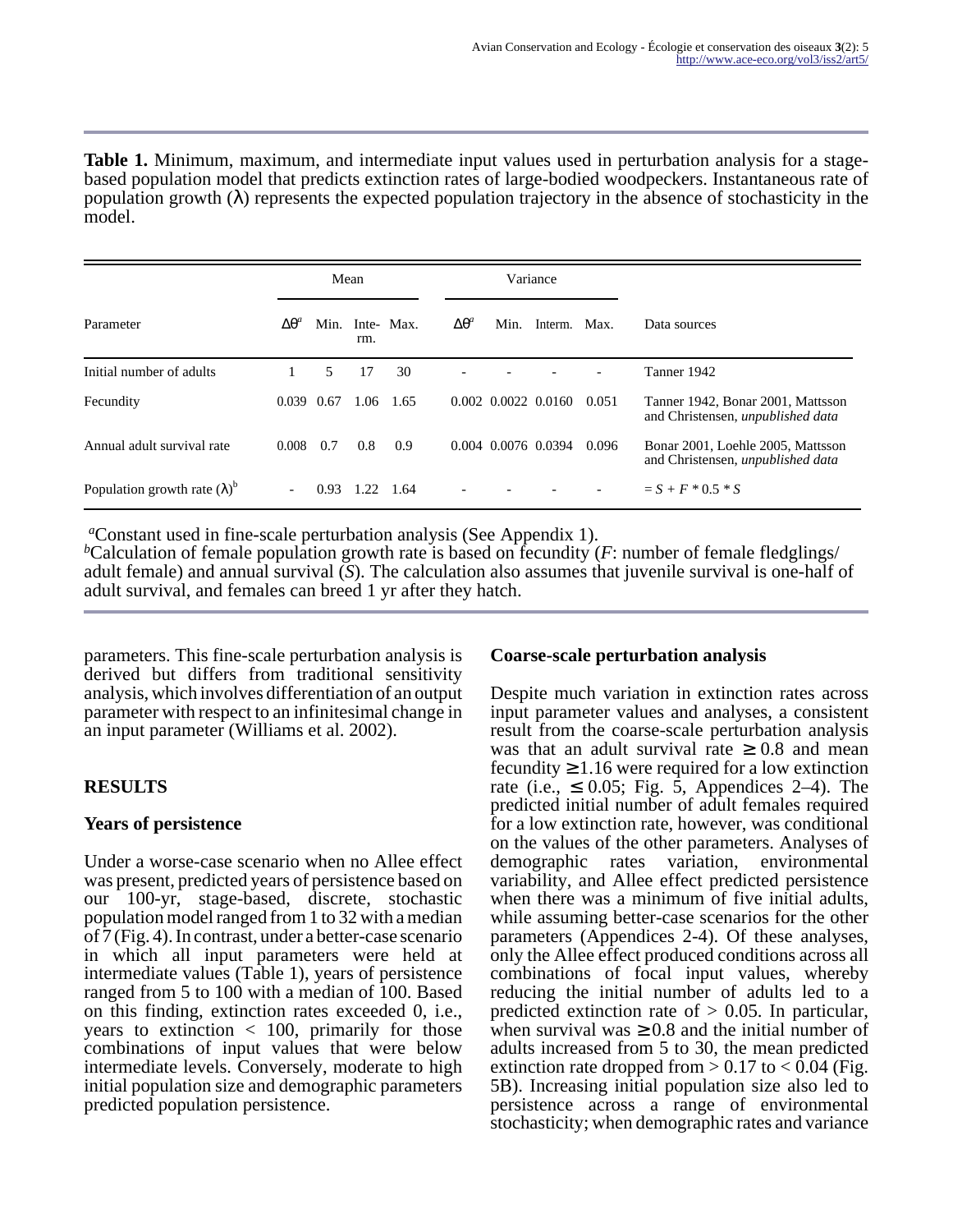**Table 1.** Minimum, maximum, and intermediate input values used in perturbation analysis for a stage-based population model that predicts extinction rates of large-bodied woodpeckers. Instantaneous rate of population growth (λ) represents the expected population trajectory in the absence of stochasticity in the model.

| Parameter | Mean | | | | Variance | | | | Data sources |
|---|---|---|---|---|---|---|---|---|---|
| | $\Delta\theta$[a] | Min. | Interm. | Max. | $\Delta\theta$[a] | Min. | Interm. | Max. | |
| Initial number of adults | 1 | 5 | 17 | 30 | - | - | - | - | Tanner 1942 |
| Fecundity | 0.039 | 0.67 | 1.06 | 1.65 | 0.002 | 0.0022 | 0.0160 | 0.051 | Tanner 1942, Bonar 2001, Mattsson and Christensen, *unpublished data* |
| Annual adult survival rate | 0.008 | 0.7 | 0.8 | 0.9 | 0.004 | 0.0076 | 0.0394 | 0.096 | Bonar 2001, Loehle 2005, Mattsson and Christensen, *unpublished data* |
| Population growth rate (λ)[b] | - | 0.93 | 1.22 | 1.64 | - | - | - | - | $= S + F * 0.5 * S$ |

[a]Constant used in fine-scale perturbation analysis (See Appendix 1).
[b]Calculation of female population growth rate is based on fecundity (*F*: number of female fledglings/adult female) and annual survival (*S*). The calculation also assumes that juvenile survival is one-half of adult survival, and females can breed 1 yr after they hatch.

parameters. This fine-scale perturbation analysis is derived but differs from traditional sensitivity analysis, which involves differentiation of an output parameter with respect to an infinitesimal change in an input parameter (Williams et al. 2002).

## RESULTS

### Years of persistence

Under a worse-case scenario when no Allee effect was present, predicted years of persistence based on our 100-yr, stage-based, discrete, stochastic population model ranged from 1 to 32 with a median of 7 (Fig. 4). In contrast, under a better-case scenario in which all input parameters were held at intermediate values (Table 1), years of persistence ranged from 5 to 100 with a median of 100. Based on this finding, extinction rates exceeded 0, i.e., years to extinction < 100, primarily for those combinations of input values that were below intermediate levels. Conversely, moderate to high initial population size and demographic parameters predicted population persistence.

### Coarse-scale perturbation analysis

Despite much variation in extinction rates across input parameter values and analyses, a consistent result from the coarse-scale perturbation analysis was that an adult survival rate ≥ 0.8 and mean fecundity ≥ 1.16 were required for a low extinction rate (i.e., ≤ 0.05; Fig. 5, Appendices 2–4). The predicted initial number of adult females required for a low extinction rate, however, was conditional on the values of the other parameters. Analyses of demographic rates variation, environmental variability, and Allee effect predicted persistence when there was a minimum of five initial adults, while assuming better-case scenarios for the other parameters (Appendices 2-4). Of these analyses, only the Allee effect produced conditions across all combinations of focal input values, whereby reducing the initial number of adults led to a predicted extinction rate of > 0.05. In particular, when survival was ≥ 0.8 and the initial number of adults increased from 5 to 30, the mean predicted extinction rate dropped from > 0.17 to < 0.04 (Fig. 5B). Increasing initial population size also led to persistence across a range of environmental stochasticity; when demographic rates and variance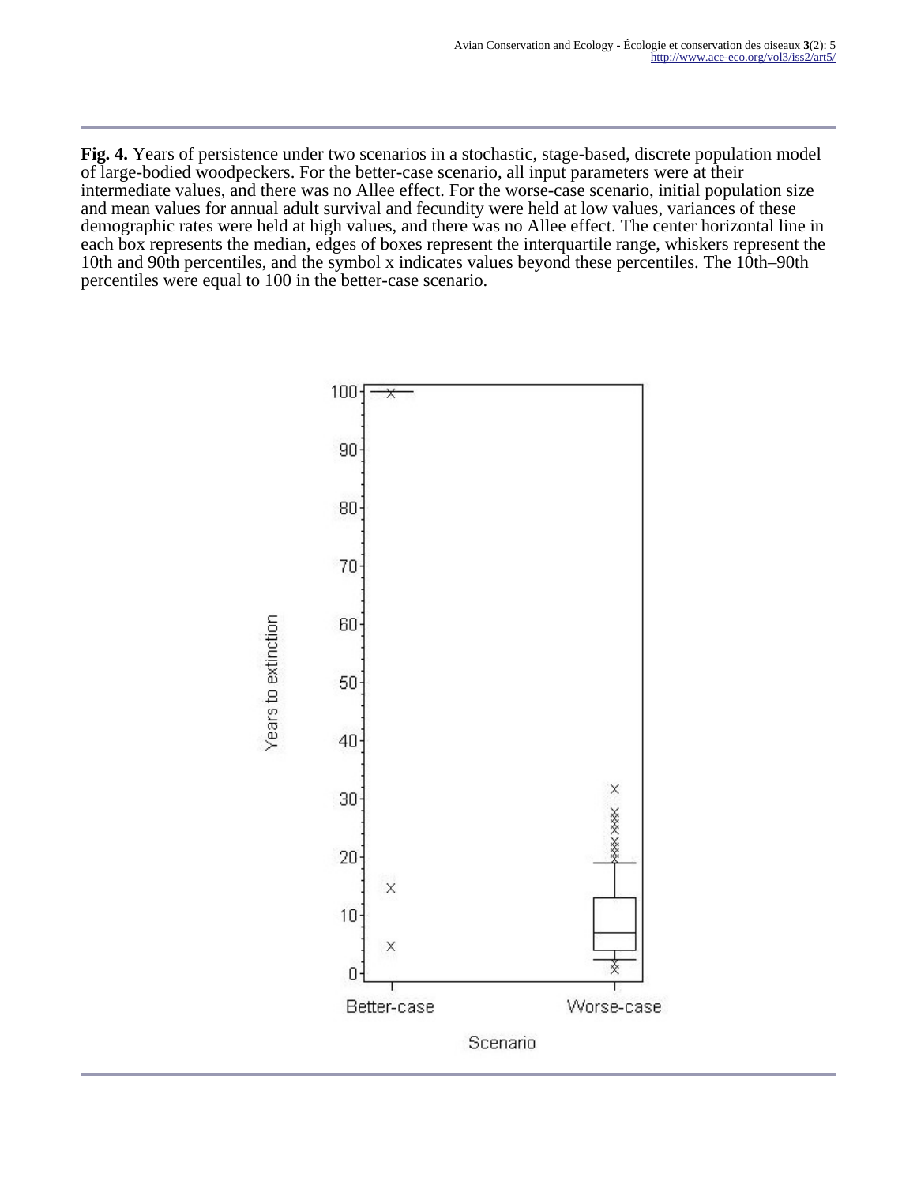**Fig. 4.** Years of persistence under two scenarios in a stochastic, stage-based, discrete population model of large-bodied woodpeckers. For the better-case scenario, all input parameters were at their intermediate values, and there was no Allee effect. For the worse-case scenario, initial population size and mean values for annual adult survival and fecundity were held at low values, variances of these demographic rates were held at high values, and there was no Allee effect. The center horizontal line in each box represents the median, edges of boxes represent the interquartile range, whiskers represent the 10th and 90th percentiles, and the symbol x indicates values beyond these percentiles. The 10th–90th percentiles were equal to 100 in the better-case scenario.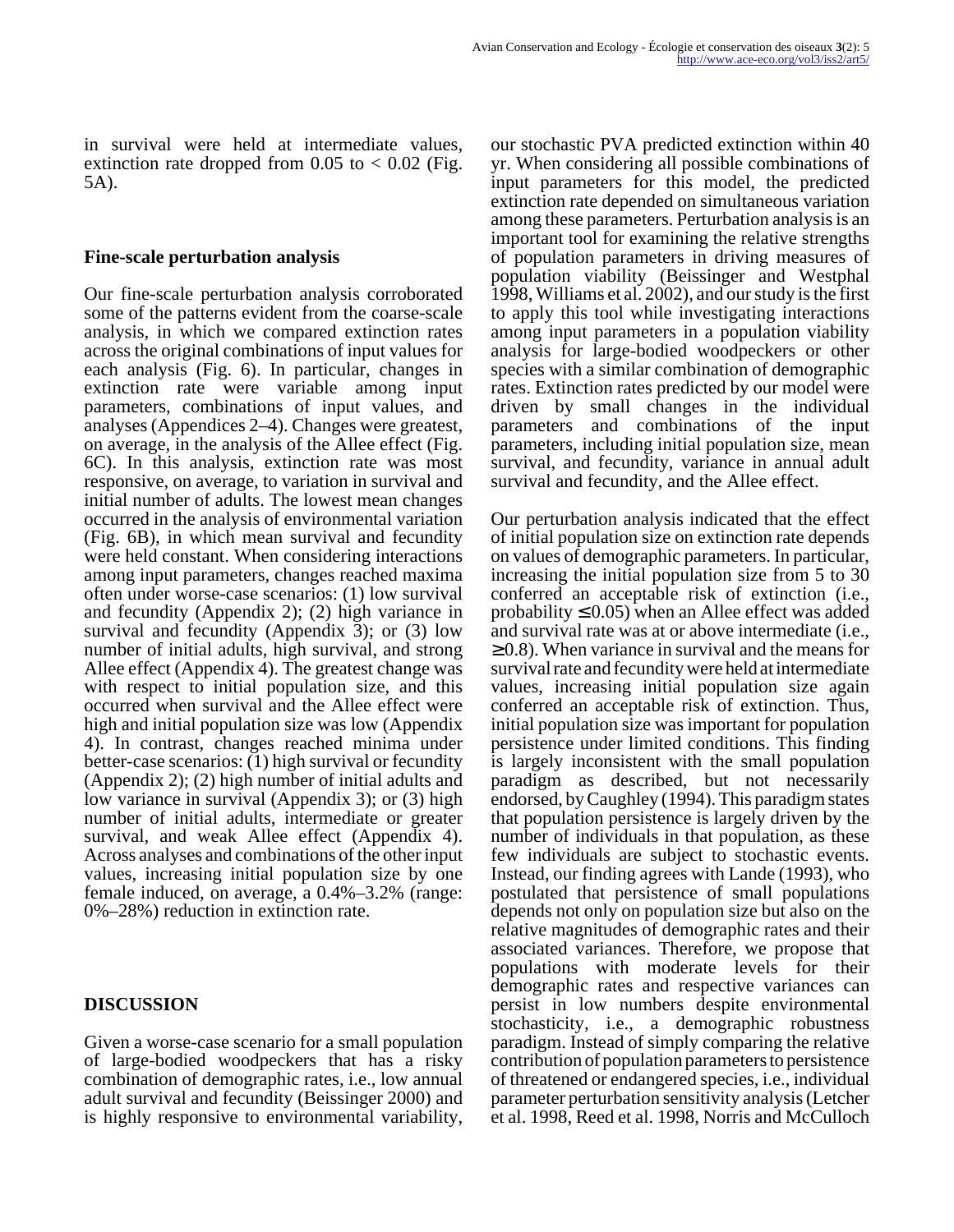in survival were held at intermediate values, extinction rate dropped from 0.05 to < 0.02 (Fig. 5A).

### Fine-scale perturbation analysis

Our fine-scale perturbation analysis corroborated some of the patterns evident from the coarse-scale analysis, in which we compared extinction rates across the original combinations of input values for each analysis (Fig. 6). In particular, changes in extinction rate were variable among input parameters, combinations of input values, and analyses (Appendices 2–4). Changes were greatest, on average, in the analysis of the Allee effect (Fig. 6C). In this analysis, extinction rate was most responsive, on average, to variation in survival and initial number of adults. The lowest mean changes occurred in the analysis of environmental variation (Fig. 6B), in which mean survival and fecundity were held constant. When considering interactions among input parameters, changes reached maxima often under worse-case scenarios: (1) low survival and fecundity (Appendix 2); (2) high variance in survival and fecundity (Appendix 3); or (3) low number of initial adults, high survival, and strong Allee effect (Appendix 4). The greatest change was with respect to initial population size, and this occurred when survival and the Allee effect were high and initial population size was low (Appendix 4). In contrast, changes reached minima under better-case scenarios: (1) high survival or fecundity (Appendix 2); (2) high number of initial adults and low variance in survival (Appendix 3); or (3) high number of initial adults, intermediate or greater survival, and weak Allee effect (Appendix 4). Across analyses and combinations of the other input values, increasing initial population size by one female induced, on average, a 0.4%–3.2% (range: 0%–28%) reduction in extinction rate.

## DISCUSSION

Given a worse-case scenario for a small population of large-bodied woodpeckers that has a risky combination of demographic rates, i.e., low annual adult survival and fecundity (Beissinger 2000) and is highly responsive to environmental variability, our stochastic PVA predicted extinction within 40 yr. When considering all possible combinations of input parameters for this model, the predicted extinction rate depended on simultaneous variation among these parameters. Perturbation analysis is an important tool for examining the relative strengths of population parameters in driving measures of population viability (Beissinger and Westphal 1998, Williams et al. 2002), and our study is the first to apply this tool while investigating interactions among input parameters in a population viability analysis for large-bodied woodpeckers or other species with a similar combination of demographic rates. Extinction rates predicted by our model were driven by small changes in the individual parameters and combinations of the input parameters, including initial population size, mean survival, and fecundity, variance in annual adult survival and fecundity, and the Allee effect.

Our perturbation analysis indicated that the effect of initial population size on extinction rate depends on values of demographic parameters. In particular, increasing the initial population size from 5 to 30 conferred an acceptable risk of extinction (i.e., probability ≤ 0.05) when an Allee effect was added and survival rate was at or above intermediate (i.e., ≥ 0.8). When variance in survival and the means for survival rate and fecundity were held at intermediate values, increasing initial population size again conferred an acceptable risk of extinction. Thus, initial population size was important for population persistence under limited conditions. This finding is largely inconsistent with the small population paradigm as described, but not necessarily endorsed, by Caughley (1994). This paradigm states that population persistence is largely driven by the number of individuals in that population, as these few individuals are subject to stochastic events. Instead, our finding agrees with Lande (1993), who postulated that persistence of small populations depends not only on population size but also on the relative magnitudes of demographic rates and their associated variances. Therefore, we propose that populations with moderate levels for their demographic rates and respective variances can persist in low numbers despite environmental stochasticity, i.e., a demographic robustness paradigm. Instead of simply comparing the relative contribution of population parameters to persistence of threatened or endangered species, i.e., individual parameter perturbation sensitivity analysis (Letcher et al. 1998, Reed et al. 1998, Norris and McCulloch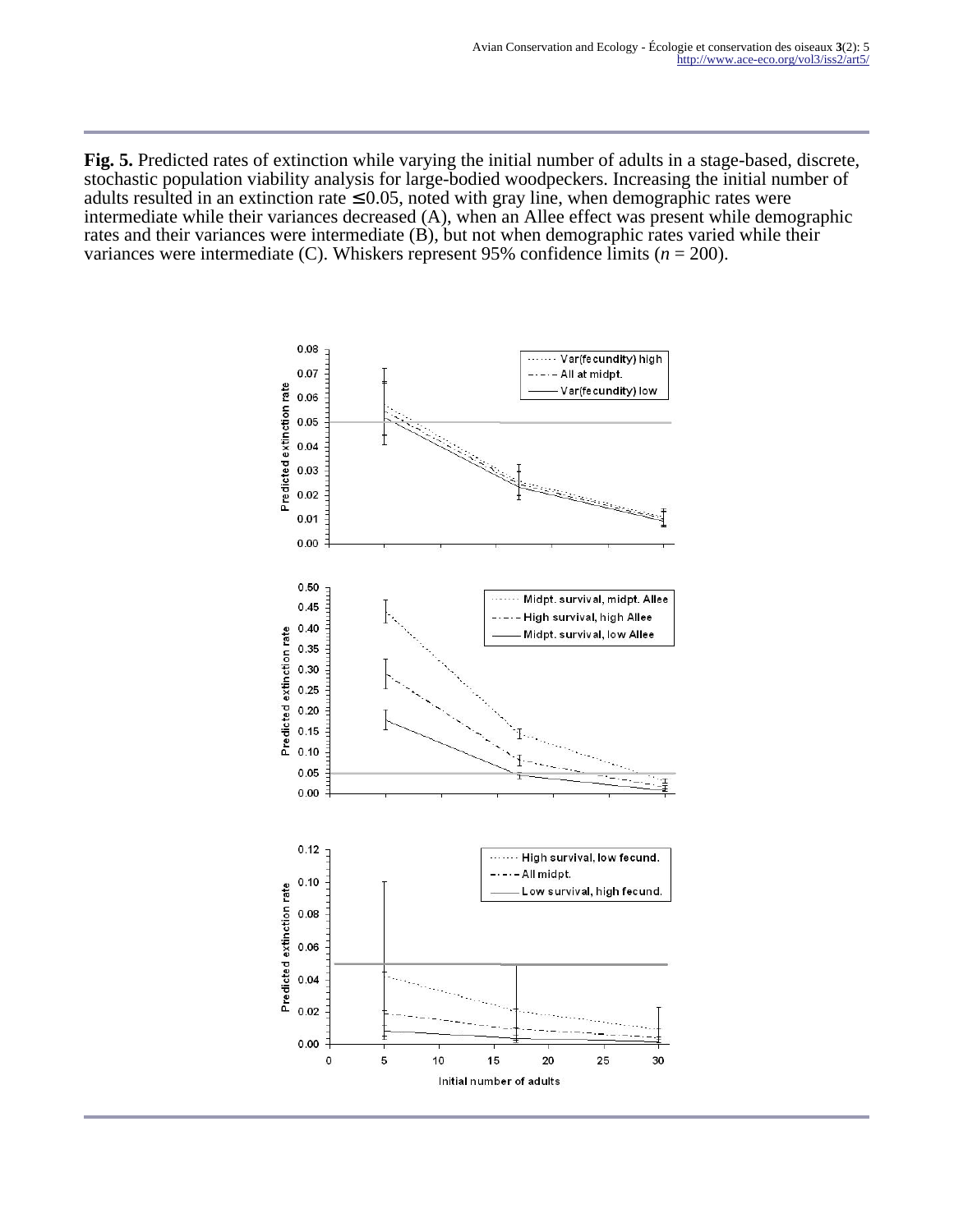**Fig. 5.** Predicted rates of extinction while varying the initial number of adults in a stage-based, discrete, stochastic population viability analysis for large-bodied woodpeckers. Increasing the initial number of adults resulted in an extinction rate ≤ 0.05, noted with gray line, when demographic rates were intermediate while their variances decreased (A), when an Allee effect was present while demographic rates and their variances were intermediate (B), but not when demographic rates varied while their variances were intermediate (C). Whiskers represent 95% confidence limits ($n$ = 200).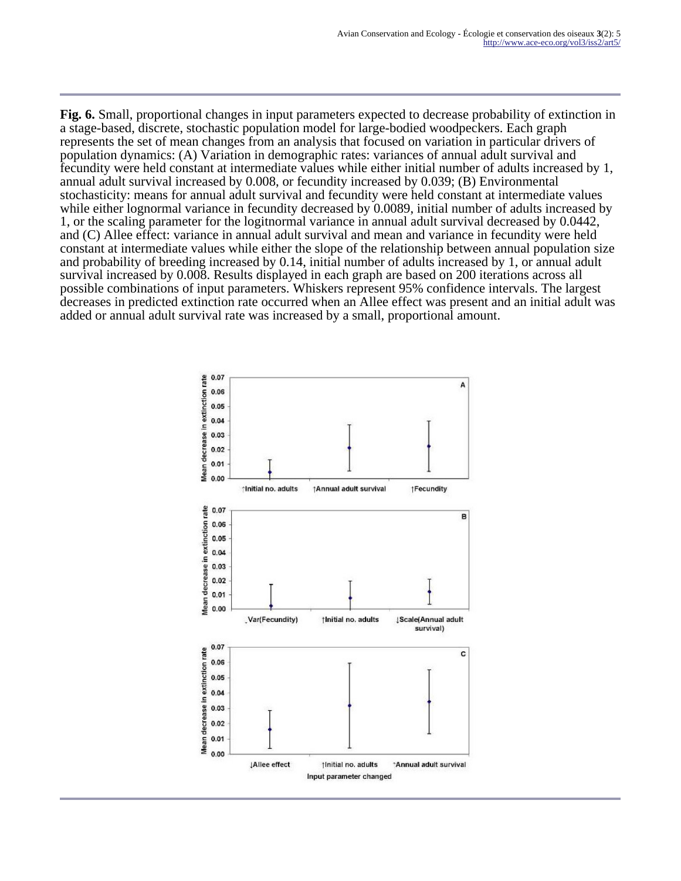**Fig. 6.** Small, proportional changes in input parameters expected to decrease probability of extinction in a stage-based, discrete, stochastic population model for large-bodied woodpeckers. Each graph represents the set of mean changes from an analysis that focused on variation in particular drivers of population dynamics: (A) Variation in demographic rates: variances of annual adult survival and fecundity were held constant at intermediate values while either initial number of adults increased by 1, annual adult survival increased by 0.008, or fecundity increased by 0.039; (B) Environmental stochasticity: means for annual adult survival and fecundity were held constant at intermediate values while either lognormal variance in fecundity decreased by 0.0089, initial number of adults increased by 1, or the scaling parameter for the logitnormal variance in annual adult survival decreased by 0.0442, and (C) Allee effect: variance in annual adult survival and mean and variance in fecundity were held constant at intermediate values while either the slope of the relationship between annual population size and probability of breeding increased by 0.14, initial number of adults increased by 1, or annual adult survival increased by 0.008. Results displayed in each graph are based on 200 iterations across all possible combinations of input parameters. Whiskers represent 95% confidence intervals. The largest decreases in predicted extinction rate occurred when an Allee effect was present and an initial adult was added or annual adult survival rate was increased by a small, proportional amount.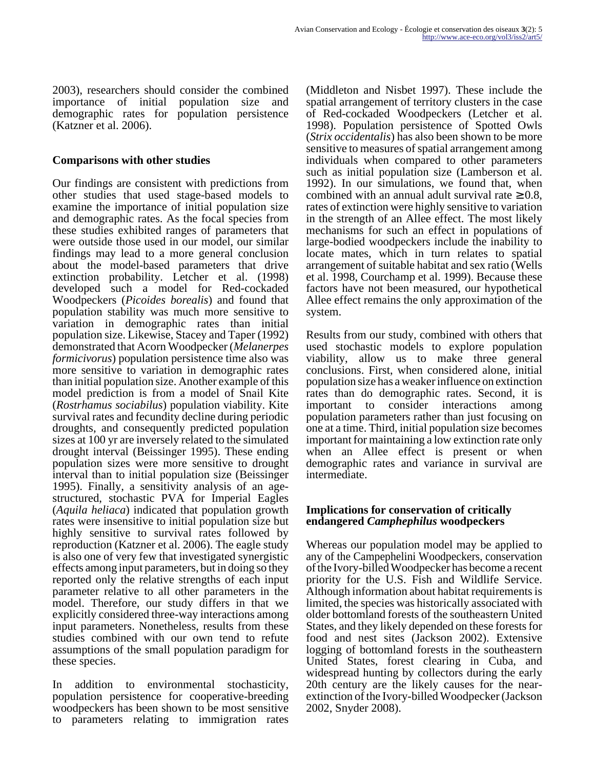2003), researchers should consider the combined importance of initial population size and demographic rates for population persistence (Katzner et al. 2006).

### Comparisons with other studies

Our findings are consistent with predictions from other studies that used stage-based models to examine the importance of initial population size and demographic rates. As the focal species from these studies exhibited ranges of parameters that were outside those used in our model, our similar findings may lead to a more general conclusion about the model-based parameters that drive extinction probability. Letcher et al. (1998) developed such a model for Red-cockaded Woodpeckers (*Picoides borealis*) and found that population stability was much more sensitive to variation in demographic rates than initial population size. Likewise, Stacey and Taper (1992) demonstrated that Acorn Woodpecker (*Melanerpes formicivorus*) population persistence time also was more sensitive to variation in demographic rates than initial population size. Another example of this model prediction is from a model of Snail Kite (*Rostrhamus sociabilus*) population viability. Kite survival rates and fecundity decline during periodic droughts, and consequently predicted population sizes at 100 yr are inversely related to the simulated drought interval (Beissinger 1995). These ending population sizes were more sensitive to drought interval than to initial population size (Beissinger 1995). Finally, a sensitivity analysis of an age-structured, stochastic PVA for Imperial Eagles (*Aquila heliaca*) indicated that population growth rates were insensitive to initial population size but highly sensitive to survival rates followed by reproduction (Katzner et al. 2006). The eagle study is also one of very few that investigated synergistic effects among input parameters, but in doing so they reported only the relative strengths of each input parameter relative to all other parameters in the model. Therefore, our study differs in that we explicitly considered three-way interactions among input parameters. Nonetheless, results from these studies combined with our own tend to refute assumptions of the small population paradigm for these species.

In addition to environmental stochasticity, population persistence for cooperative-breeding woodpeckers has been shown to be most sensitive to parameters relating to immigration rates (Middleton and Nisbet 1997). These include the spatial arrangement of territory clusters in the case of Red-cockaded Woodpeckers (Letcher et al. 1998). Population persistence of Spotted Owls (*Strix occidentalis*) has also been shown to be more sensitive to measures of spatial arrangement among individuals when compared to other parameters such as initial population size (Lamberson et al. 1992). In our simulations, we found that, when combined with an annual adult survival rate $\geq 0.8$, rates of extinction were highly sensitive to variation in the strength of an Allee effect. The most likely mechanisms for such an effect in populations of large-bodied woodpeckers include the inability to locate mates, which in turn relates to spatial arrangement of suitable habitat and sex ratio (Wells et al. 1998, Courchamp et al. 1999). Because these factors have not been measured, our hypothetical Allee effect remains the only approximation of the system.

Results from our study, combined with others that used stochastic models to explore population viability, allow us to make three general conclusions. First, when considered alone, initial population size has a weaker influence on extinction rates than do demographic rates. Second, it is important to consider interactions among population parameters rather than just focusing on one at a time. Third, initial population size becomes important for maintaining a low extinction rate only when an Allee effect is present or when demographic rates and variance in survival are intermediate.

### Implications for conservation of critically endangered *Camphephilus* woodpeckers

Whereas our population model may be applied to any of the Campephelini Woodpeckers, conservation of the Ivory-billed Woodpecker has become a recent priority for the U.S. Fish and Wildlife Service. Although information about habitat requirements is limited, the species was historically associated with older bottomland forests of the southeastern United States, and they likely depended on these forests for food and nest sites (Jackson 2002). Extensive logging of bottomland forests in the southeastern United States, forest clearing in Cuba, and widespread hunting by collectors during the early 20th century are the likely causes for the near-extinction of the Ivory-billed Woodpecker (Jackson 2002, Snyder 2008).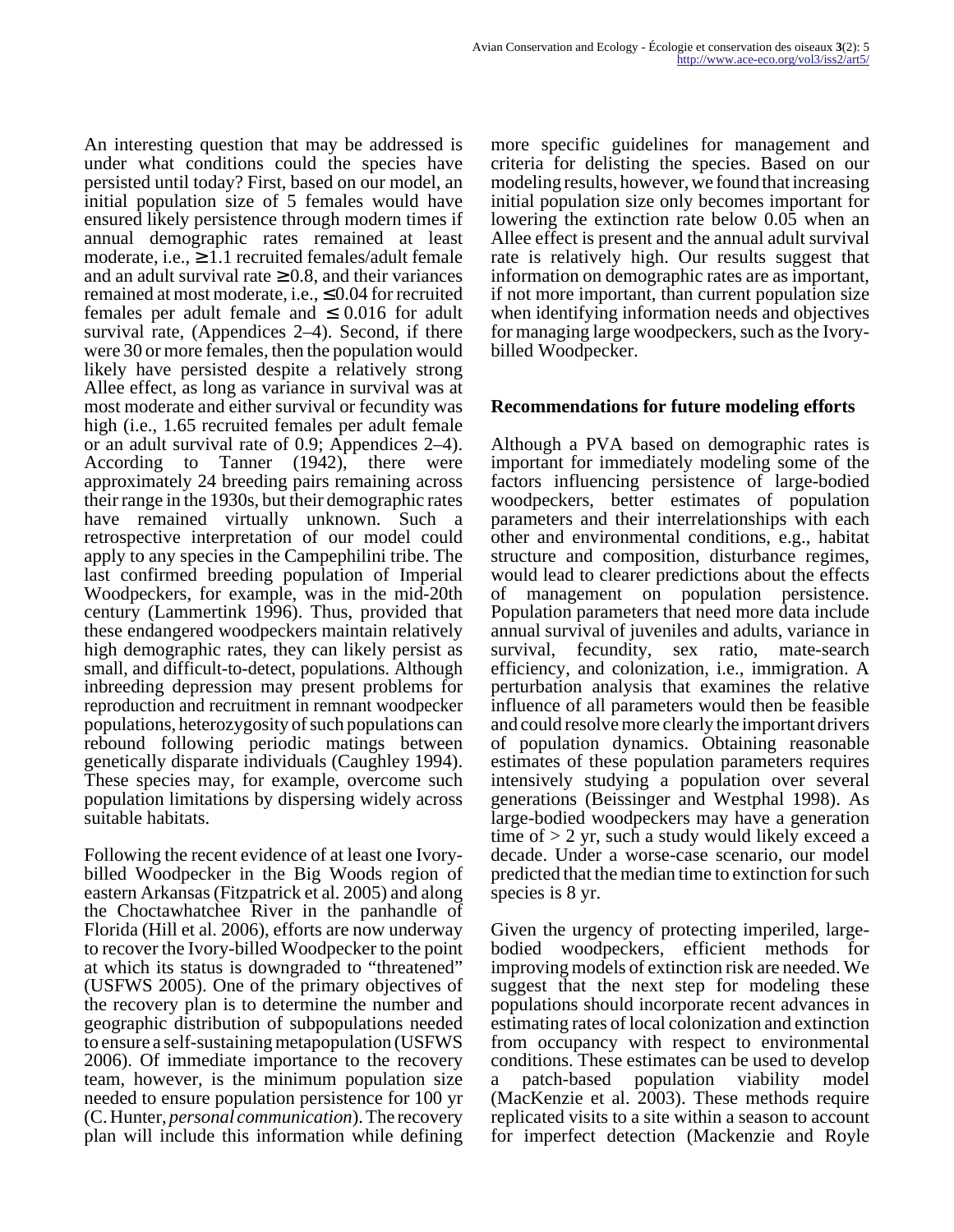An interesting question that may be addressed is under what conditions could the species have persisted until today? First, based on our model, an initial population size of 5 females would have ensured likely persistence through modern times if annual demographic rates remained at least moderate, i.e., ≥ 1.1 recruited females/adult female and an adult survival rate ≥ 0.8, and their variances remained at most moderate, i.e., ≤ 0.04 for recruited females per adult female and ≤ 0.016 for adult survival rate, (Appendices 2–4). Second, if there were 30 or more females, then the population would likely have persisted despite a relatively strong Allee effect, as long as variance in survival was at most moderate and either survival or fecundity was high (i.e., 1.65 recruited females per adult female or an adult survival rate of 0.9; Appendices 2–4). According to Tanner (1942), there were approximately 24 breeding pairs remaining across their range in the 1930s, but their demographic rates have remained virtually unknown. Such a retrospective interpretation of our model could apply to any species in the Campephilini tribe. The last confirmed breeding population of Imperial Woodpeckers, for example, was in the mid-20th century (Lammertink 1996). Thus, provided that these endangered woodpeckers maintain relatively high demographic rates, they can likely persist as small, and difficult-to-detect, populations. Although inbreeding depression may present problems for reproduction and recruitment in remnant woodpecker populations, heterozygosity of such populations can rebound following periodic matings between genetically disparate individuals (Caughley 1994). These species may, for example, overcome such population limitations by dispersing widely across suitable habitats.

Following the recent evidence of at least one Ivory-billed Woodpecker in the Big Woods region of eastern Arkansas (Fitzpatrick et al. 2005) and along the Choctawhatchee River in the panhandle of Florida (Hill et al. 2006), efforts are now underway to recover the Ivory-billed Woodpecker to the point at which its status is downgraded to "threatened" (USFWS 2005). One of the primary objectives of the recovery plan is to determine the number and geographic distribution of subpopulations needed to ensure a self-sustaining metapopulation (USFWS 2006). Of immediate importance to the recovery team, however, is the minimum population size needed to ensure population persistence for 100 yr (C. Hunter, *personal communication*). The recovery plan will include this information while defining more specific guidelines for management and criteria for delisting the species. Based on our modeling results, however, we found that increasing initial population size only becomes important for lowering the extinction rate below 0.05 when an Allee effect is present and the annual adult survival rate is relatively high. Our results suggest that information on demographic rates are as important, if not more important, than current population size when identifying information needs and objectives for managing large woodpeckers, such as the Ivory-billed Woodpecker.

## Recommendations for future modeling efforts

Although a PVA based on demographic rates is important for immediately modeling some of the factors influencing persistence of large-bodied woodpeckers, better estimates of population parameters and their interrelationships with each other and environmental conditions, e.g., habitat structure and composition, disturbance regimes, would lead to clearer predictions about the effects of management on population persistence. Population parameters that need more data include annual survival of juveniles and adults, variance in survival, fecundity, sex ratio, mate-search efficiency, and colonization, i.e., immigration. A perturbation analysis that examines the relative influence of all parameters would then be feasible and could resolve more clearly the important drivers of population dynamics. Obtaining reasonable estimates of these population parameters requires intensively studying a population over several generations (Beissinger and Westphal 1998). As large-bodied woodpeckers may have a generation time of > 2 yr, such a study would likely exceed a decade. Under a worse-case scenario, our model predicted that the median time to extinction for such species is 8 yr.

Given the urgency of protecting imperiled, large-bodied woodpeckers, efficient methods for improving models of extinction risk are needed. We suggest that the next step for modeling these populations should incorporate recent advances in estimating rates of local colonization and extinction from occupancy with respect to environmental conditions. These estimates can be used to develop a patch-based population viability model (MacKenzie et al. 2003). These methods require replicated visits to a site within a season to account for imperfect detection (Mackenzie and Royle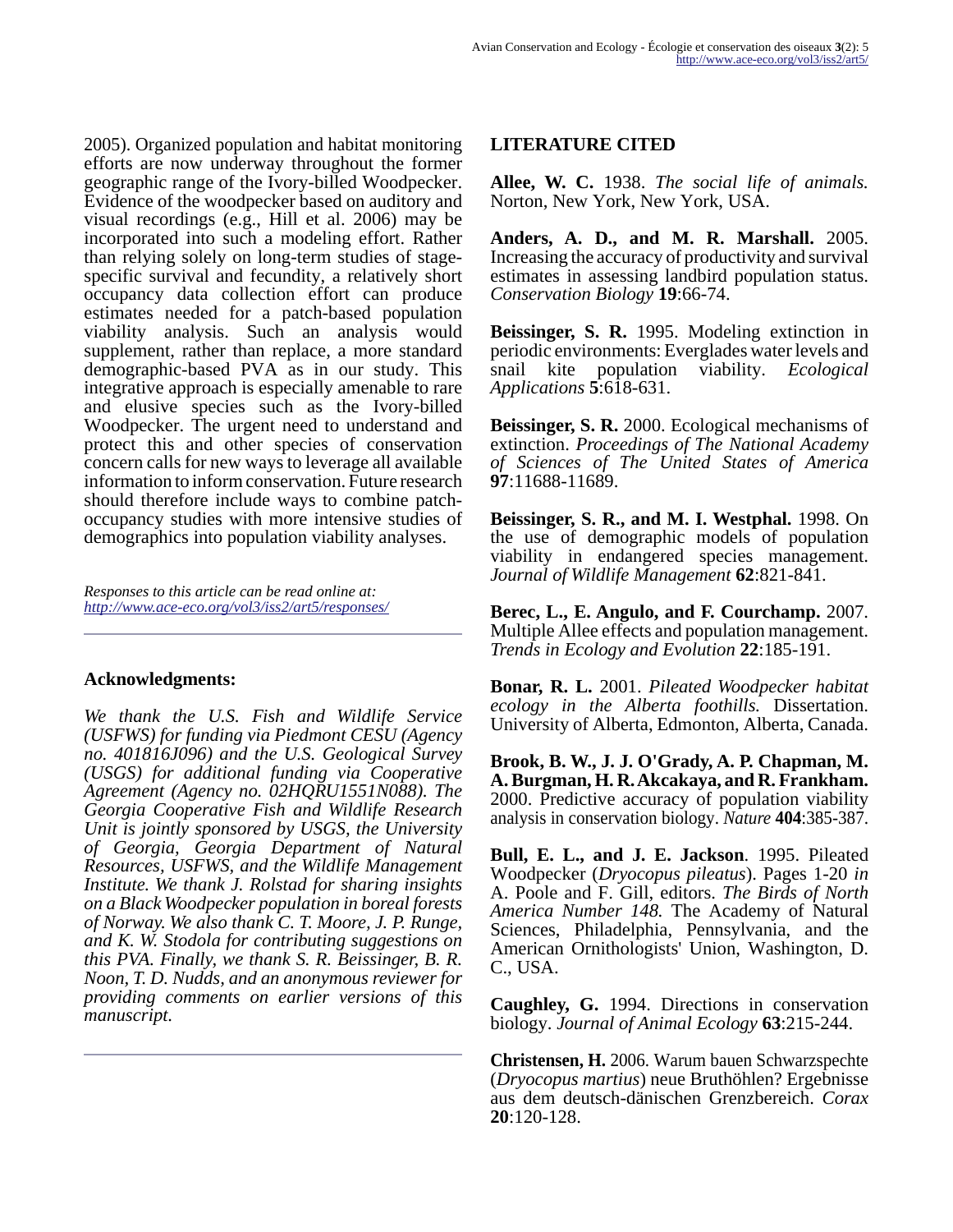2005). Organized population and habitat monitoring efforts are now underway throughout the former geographic range of the Ivory-billed Woodpecker. Evidence of the woodpecker based on auditory and visual recordings (e.g., Hill et al. 2006) may be incorporated into such a modeling effort. Rather than relying solely on long-term studies of stage-specific survival and fecundity, a relatively short occupancy data collection effort can produce estimates needed for a patch-based population viability analysis. Such an analysis would supplement, rather than replace, a more standard demographic-based PVA as in our study. This integrative approach is especially amenable to rare and elusive species such as the Ivory-billed Woodpecker. The urgent need to understand and protect this and other species of conservation concern calls for new ways to leverage all available information to inform conservation. Future research should therefore include ways to combine patch-occupancy studies with more intensive studies of demographics into population viability analyses.

*Responses to this article can be read online at:* *http://www.ace-eco.org/vol3/iss2/art5/responses/*

## Acknowledgments:

*We thank the U.S. Fish and Wildlife Service (USFWS) for funding via Piedmont CESU (Agency no. 401816J096) and the U.S. Geological Survey (USGS) for additional funding via Cooperative Agreement (Agency no. 02HQRU1551N088). The Georgia Cooperative Fish and Wildlife Research Unit is jointly sponsored by USGS, the University of Georgia, Georgia Department of Natural Resources, USFWS, and the Wildlife Management Institute. We thank J. Rolstad for sharing insights on a Black Woodpecker population in boreal forests of Norway. We also thank C. T. Moore, J. P. Runge, and K. W. Stodola for contributing suggestions on this PVA. Finally, we thank S. R. Beissinger, B. R. Noon, T. D. Nudds, and an anonymous reviewer for providing comments on earlier versions of this manuscript.*

## LITERATURE CITED

**Allee, W. C.** 1938. *The social life of animals.* Norton, New York, New York, USA.

**Anders, A. D., and M. R. Marshall.** 2005. Increasing the accuracy of productivity and survival estimates in assessing landbird population status. *Conservation Biology* **19**:66-74.

**Beissinger, S. R.** 1995. Modeling extinction in periodic environments: Everglades water levels and snail kite population viability. *Ecological Applications* **5**:618-631.

**Beissinger, S. R.** 2000. Ecological mechanisms of extinction. *Proceedings of The National Academy of Sciences of The United States of America* **97**:11688-11689.

**Beissinger, S. R., and M. I. Westphal.** 1998. On the use of demographic models of population viability in endangered species management. *Journal of Wildlife Management* **62**:821-841.

**Berec, L., E. Angulo, and F. Courchamp.** 2007. Multiple Allee effects and population management. *Trends in Ecology and Evolution* **22**:185-191.

**Bonar, R. L.** 2001. *Pileated Woodpecker habitat ecology in the Alberta foothills.* Dissertation. University of Alberta, Edmonton, Alberta, Canada.

**Brook, B. W., J. J. O'Grady, A. P. Chapman, M. A. Burgman, H. R. Akcakaya, and R. Frankham.** 2000. Predictive accuracy of population viability analysis in conservation biology. *Nature* **404**:385-387.

**Bull, E. L., and J. E. Jackson**. 1995. Pileated Woodpecker (*Dryocopus pileatus*). Pages 1-20 *in* A. Poole and F. Gill, editors. *The Birds of North America Number 148.* The Academy of Natural Sciences, Philadelphia, Pennsylvania, and the American Ornithologists' Union, Washington, D. C., USA.

**Caughley, G.** 1994. Directions in conservation biology. *Journal of Animal Ecology* **63**:215-244.

**Christensen, H.** 2006. Warum bauen Schwarzspechte (*Dryocopus martius*) neue Bruthöhlen? Ergebnisse aus dem deutsch-dänischen Grenzbereich. *Corax* **20**:120-128.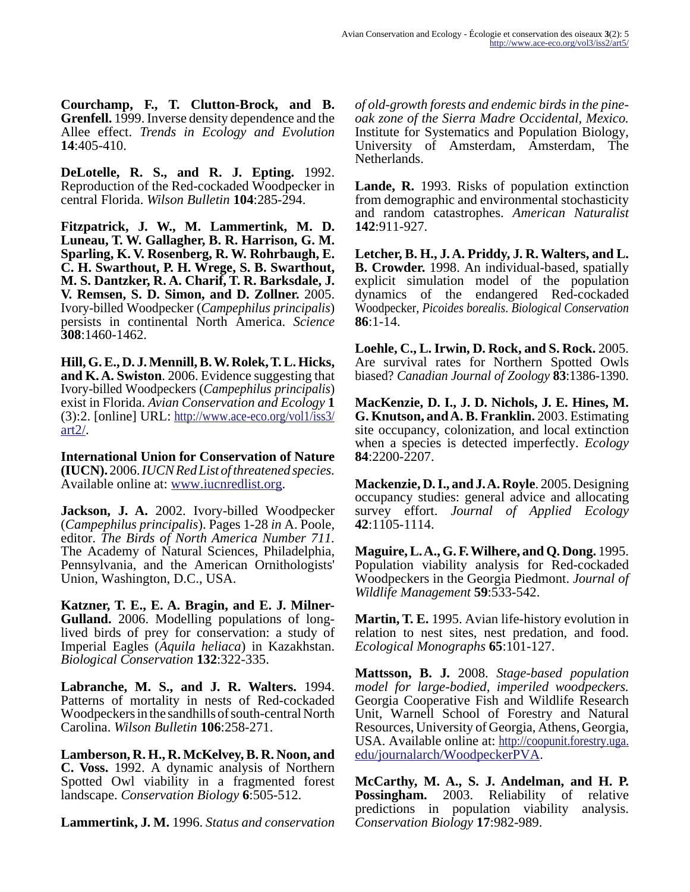**Courchamp, F., T. Clutton-Brock, and B. Grenfell.** 1999. Inverse density dependence and the Allee effect. *Trends in Ecology and Evolution* **14**:405-410.

**DeLotelle, R. S., and R. J. Epting.** 1992. Reproduction of the Red-cockaded Woodpecker in central Florida. *Wilson Bulletin* **104**:285-294.

**Fitzpatrick, J. W., M. Lammertink, M. D. Luneau, T. W. Gallagher, B. R. Harrison, G. M. Sparling, K. V. Rosenberg, R. W. Rohrbaugh, E. C. H. Swarthout, P. H. Wrege, S. B. Swarthout, M. S. Dantzker, R. A. Charif, T. R. Barksdale, J. V. Remsen, S. D. Simon, and D. Zollner.** 2005. Ivory-billed Woodpecker (*Campephilus principalis*) persists in continental North America. *Science* **308**:1460-1462.

**Hill, G. E., D. J. Mennill, B. W. Rolek, T. L. Hicks, and K. A. Swiston**. 2006. Evidence suggesting that Ivory-billed Woodpeckers (*Campephilus principalis*) exist in Florida. *Avian Conservation and Ecology* **1** (3):2. [online] URL: http://www.ace-eco.org/vol1/iss3/art2/.

**International Union for Conservation of Nature (IUCN).** 2006. *IUCN Red List of threatened species.* Available online at: www.iucnredlist.org.

**Jackson, J. A.** 2002. Ivory-billed Woodpecker (*Campephilus principalis*). Pages 1-28 *in* A. Poole, editor. *The Birds of North America Number 711*. The Academy of Natural Sciences, Philadelphia, Pennsylvania, and the American Ornithologists' Union, Washington, D.C., USA.

**Katzner, T. E., E. A. Bragin, and E. J. Milner-Gulland.** 2006. Modelling populations of long-lived birds of prey for conservation: a study of Imperial Eagles (*Aquila heliaca*) in Kazakhstan. *Biological Conservation* **132**:322-335.

**Labranche, M. S., and J. R. Walters.** 1994. Patterns of mortality in nests of Red-cockaded Woodpeckers in the sandhills of south-central North Carolina. *Wilson Bulletin* **106**:258-271.

**Lamberson, R. H., R. McKelvey, B. R. Noon, and C. Voss.** 1992. A dynamic analysis of Northern Spotted Owl viability in a fragmented forest landscape. *Conservation Biology* **6**:505-512.

**Lammertink, J. M.** 1996. *Status and conservation of old-growth forests and endemic birds in the pine-oak zone of the Sierra Madre Occidental, Mexico.* Institute for Systematics and Population Biology, University of Amsterdam, Amsterdam, The Netherlands.

**Lande, R.** 1993. Risks of population extinction from demographic and environmental stochasticity and random catastrophes. *American Naturalist* **142**:911-927.

**Letcher, B. H., J. A. Priddy, J. R. Walters, and L. B. Crowder.** 1998. An individual-based, spatially explicit simulation model of the population dynamics of the endangered Red-cockaded Woodpecker, *Picoides borealis*. *Biological Conservation* **86**:1-14.

**Loehle, C., L. Irwin, D. Rock, and S. Rock.** 2005. Are survival rates for Northern Spotted Owls biased? *Canadian Journal of Zoology* **83**:1386-1390.

**MacKenzie, D. I., J. D. Nichols, J. E. Hines, M. G. Knutson, and A. B. Franklin.** 2003. Estimating site occupancy, colonization, and local extinction when a species is detected imperfectly. *Ecology* **84**:2200-2207.

**Mackenzie, D. I., and J. A. Royle**. 2005. Designing occupancy studies: general advice and allocating survey effort. *Journal of Applied Ecology* **42**:1105-1114.

**Maguire, L. A., G. F. Wilhere, and Q. Dong.** 1995. Population viability analysis for Red-cockaded Woodpeckers in the Georgia Piedmont. *Journal of Wildlife Management* **59**:533-542.

**Martin, T. E.** 1995. Avian life-history evolution in relation to nest sites, nest predation, and food. *Ecological Monographs* **65**:101-127.

**Mattsson, B. J.** 2008. *Stage-based population model for large-bodied, imperiled woodpeckers.* Georgia Cooperative Fish and Wildlife Research Unit, Warnell School of Forestry and Natural Resources, University of Georgia, Athens, Georgia, USA. Available online at: http://coopunit.forestry.uga.edu/journalarch/WoodpeckerPVA.

**McCarthy, M. A., S. J. Andelman, and H. P. Possingham.** 2003. Reliability of relative predictions in population viability analysis. *Conservation Biology* **17**:982-989.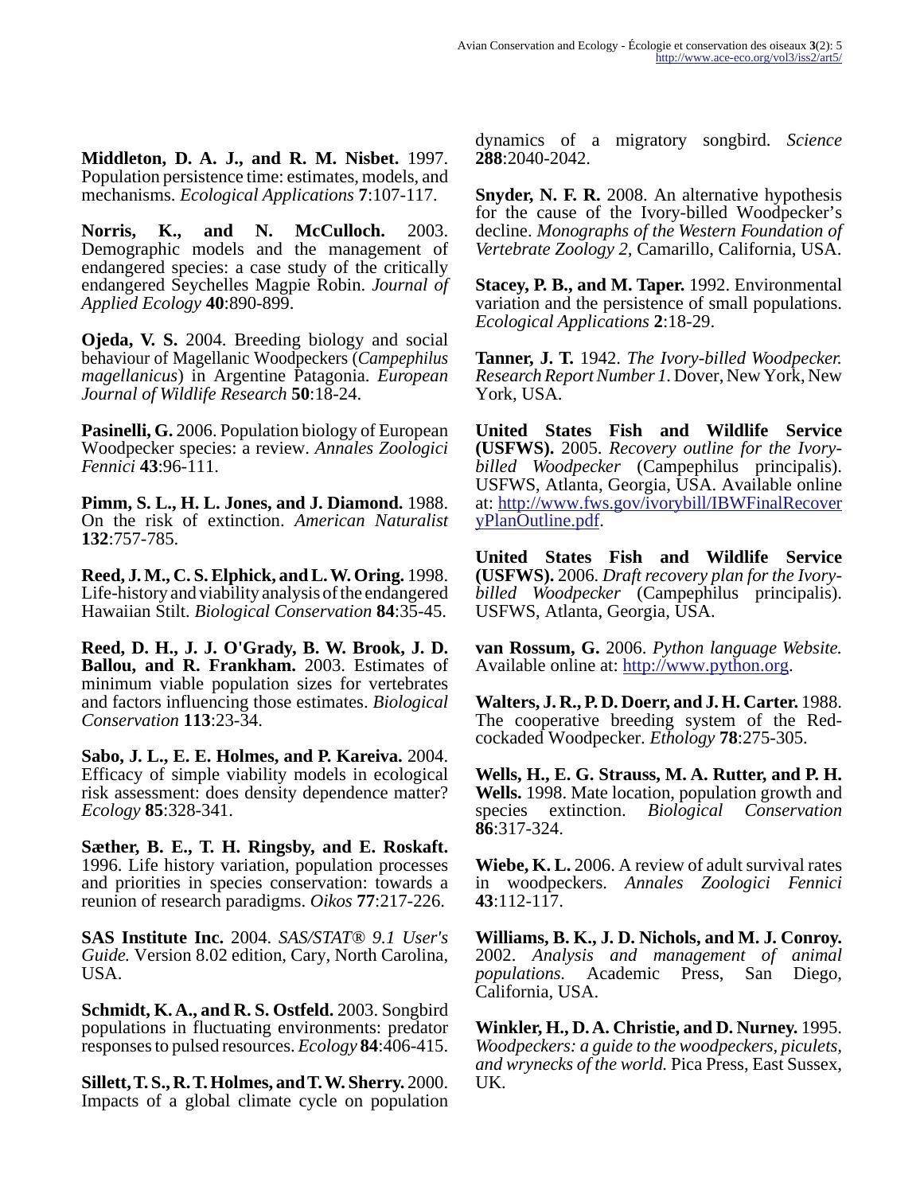**Middleton, D. A. J., and R. M. Nisbet.** 1997. Population persistence time: estimates, models, and mechanisms. *Ecological Applications* **7**:107-117.

**Norris, K., and N. McCulloch.** 2003. Demographic models and the management of endangered species: a case study of the critically endangered Seychelles Magpie Robin. *Journal of Applied Ecology* **40**:890-899.

**Ojeda, V. S.** 2004. Breeding biology and social behaviour of Magellanic Woodpeckers (*Campephilus magellanicus*) in Argentine Patagonia. *European Journal of Wildlife Research* **50**:18-24.

**Pasinelli, G.** 2006. Population biology of European Woodpecker species: a review. *Annales Zoologici Fennici* **43**:96-111.

**Pimm, S. L., H. L. Jones, and J. Diamond.** 1988. On the risk of extinction. *American Naturalist* **132**:757-785.

**Reed, J. M., C. S. Elphick, and L. W. Oring.** 1998. Life-history and viability analysis of the endangered Hawaiian Stilt. *Biological Conservation* **84**:35-45.

**Reed, D. H., J. J. O'Grady, B. W. Brook, J. D. Ballou, and R. Frankham.** 2003. Estimates of minimum viable population sizes for vertebrates and factors influencing those estimates. *Biological Conservation* **113**:23-34.

**Sabo, J. L., E. E. Holmes, and P. Kareiva.** 2004. Efficacy of simple viability models in ecological risk assessment: does density dependence matter? *Ecology* **85**:328-341.

**Sæther, B. E., T. H. Ringsby, and E. Roskaft.** 1996. Life history variation, population processes and priorities in species conservation: towards a reunion of research paradigms. *Oikos* **77**:217-226.

**SAS Institute Inc.** 2004. *SAS/STAT® 9.1 User's Guide.* Version 8.02 edition, Cary, North Carolina, USA.

**Schmidt, K. A., and R. S. Ostfeld.** 2003. Songbird populations in fluctuating environments: predator responses to pulsed resources. *Ecology* **84**:406-415.

**Sillett, T. S., R. T. Holmes, and T. W. Sherry.** 2000. Impacts of a global climate cycle on population dynamics of a migratory songbird. *Science* **288**:2040-2042.

**Snyder, N. F. R.** 2008. An alternative hypothesis for the cause of the Ivory-billed Woodpecker's decline. *Monographs of the Western Foundation of Vertebrate Zoology 2*, Camarillo, California, USA.

**Stacey, P. B., and M. Taper.** 1992. Environmental variation and the persistence of small populations. *Ecological Applications* **2**:18-29.

**Tanner, J. T.** 1942. *The Ivory-billed Woodpecker. Research Report Number 1.* Dover, New York, New York, USA.

**United States Fish and Wildlife Service (USFWS).** 2005. *Recovery outline for the Ivory-billed Woodpecker* (Campephilus principalis). USFWS, Atlanta, Georgia, USA. Available online at: http://www.fws.gov/ivorybill/IBWFinalRecoveryPlanOutline.pdf.

**United States Fish and Wildlife Service (USFWS).** 2006. *Draft recovery plan for the Ivory-billed Woodpecker* (Campephilus principalis). USFWS, Atlanta, Georgia, USA.

**van Rossum, G.** 2006. *Python language Website.* Available online at: http://www.python.org.

**Walters, J. R., P. D. Doerr, and J. H. Carter.** 1988. The cooperative breeding system of the Red-cockaded Woodpecker. *Ethology* **78**:275-305.

**Wells, H., E. G. Strauss, M. A. Rutter, and P. H. Wells.** 1998. Mate location, population growth and species extinction. *Biological Conservation* **86**:317-324.

**Wiebe, K. L.** 2006. A review of adult survival rates in woodpeckers. *Annales Zoologici Fennici* **43**:112-117.

**Williams, B. K., J. D. Nichols, and M. J. Conroy.** 2002. *Analysis and management of animal populations.* Academic Press, San Diego, California, USA.

**Winkler, H., D. A. Christie, and D. Nurney.** 1995. *Woodpeckers: a guide to the woodpeckers, piculets, and wrynecks of the world.* Pica Press, East Sussex, UK.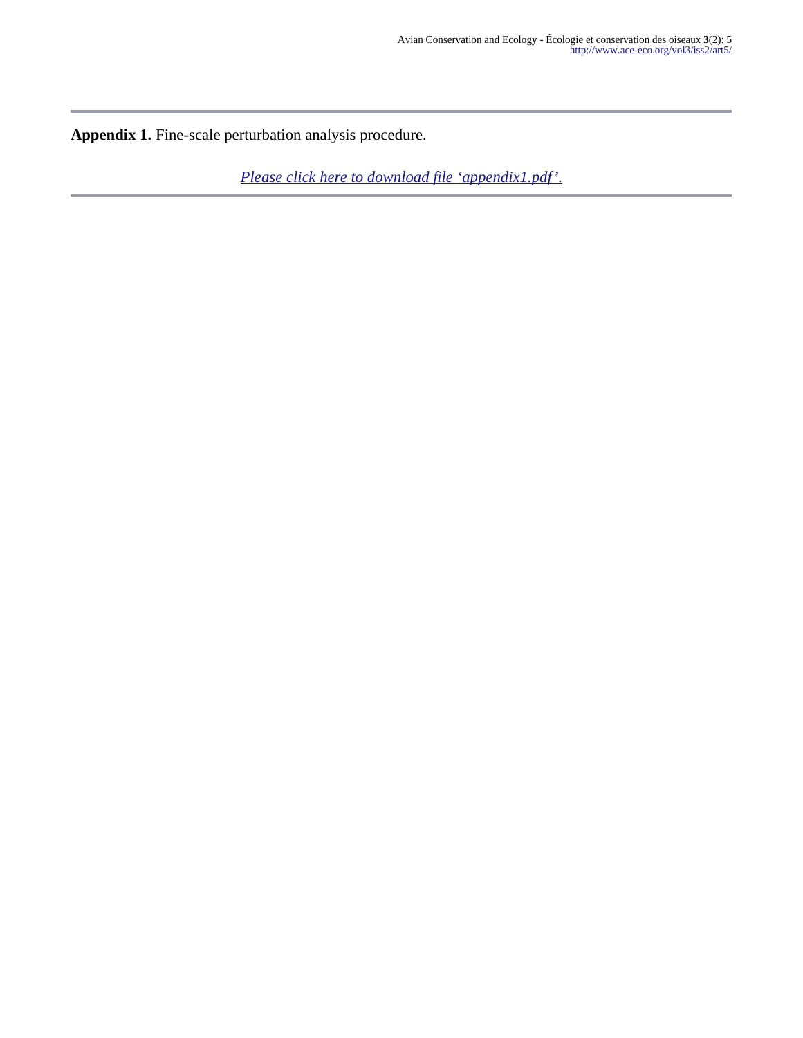**Appendix 1.** Fine-scale perturbation analysis procedure.

*Please click here to download file 'appendix1.pdf'.*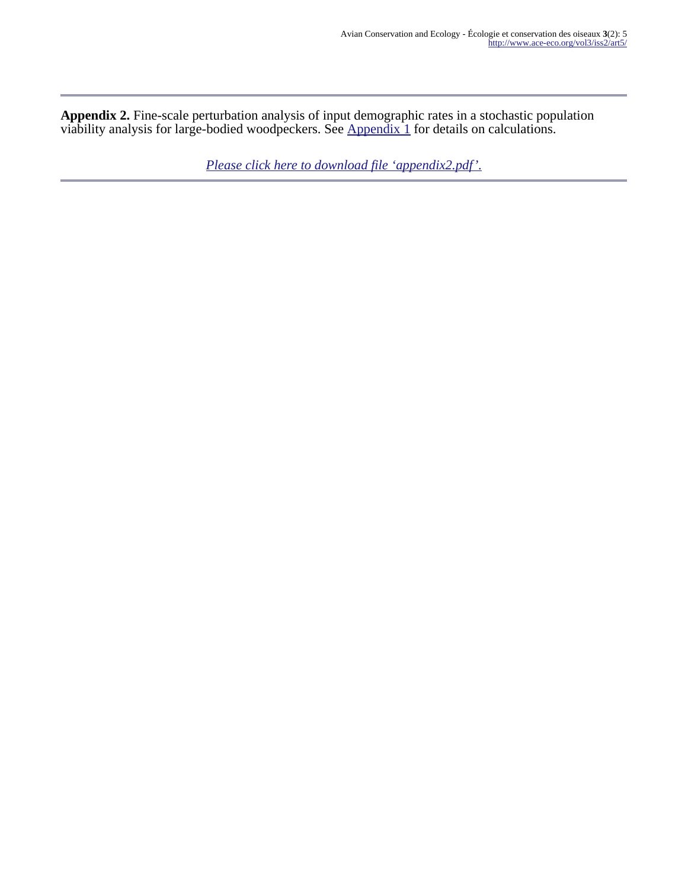**Appendix 2.** Fine-scale perturbation analysis of input demographic rates in a stochastic population viability analysis for large-bodied woodpeckers. See Appendix 1 for details on calculations.

*Please click here to download file 'appendix2.pdf'.*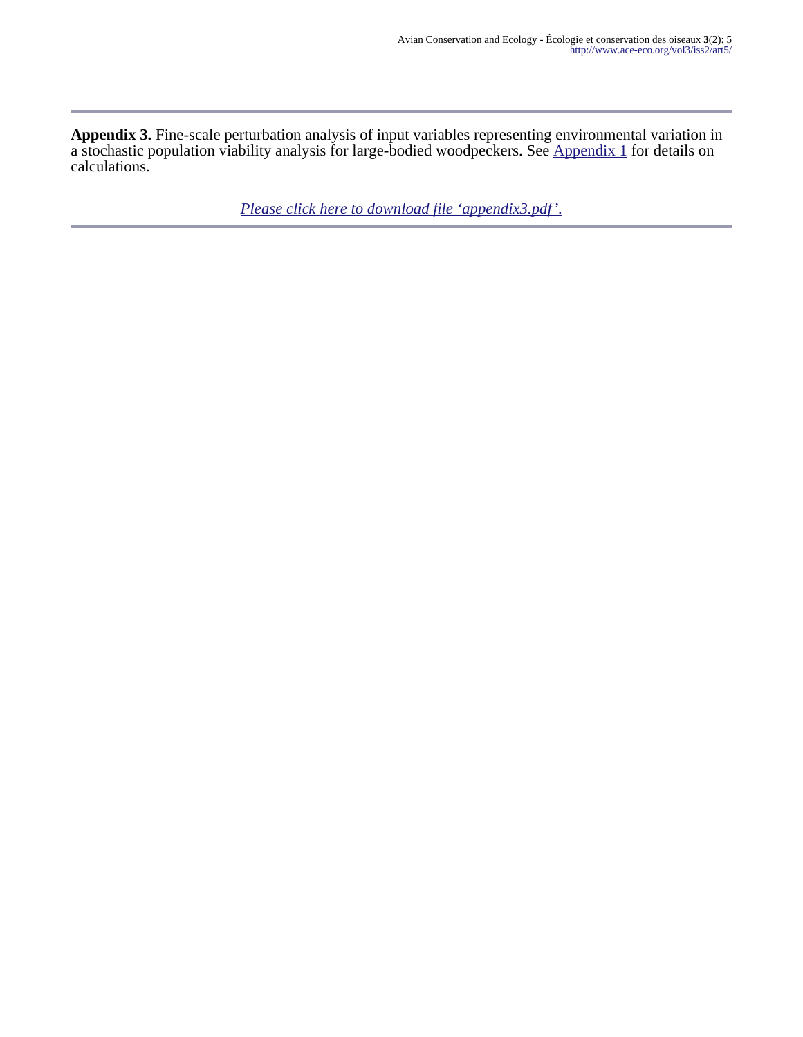**Appendix 3.** Fine-scale perturbation analysis of input variables representing environmental variation in a stochastic population viability analysis for large-bodied woodpeckers. See Appendix 1 for details on calculations.

*Please click here to download file 'appendix3.pdf'.*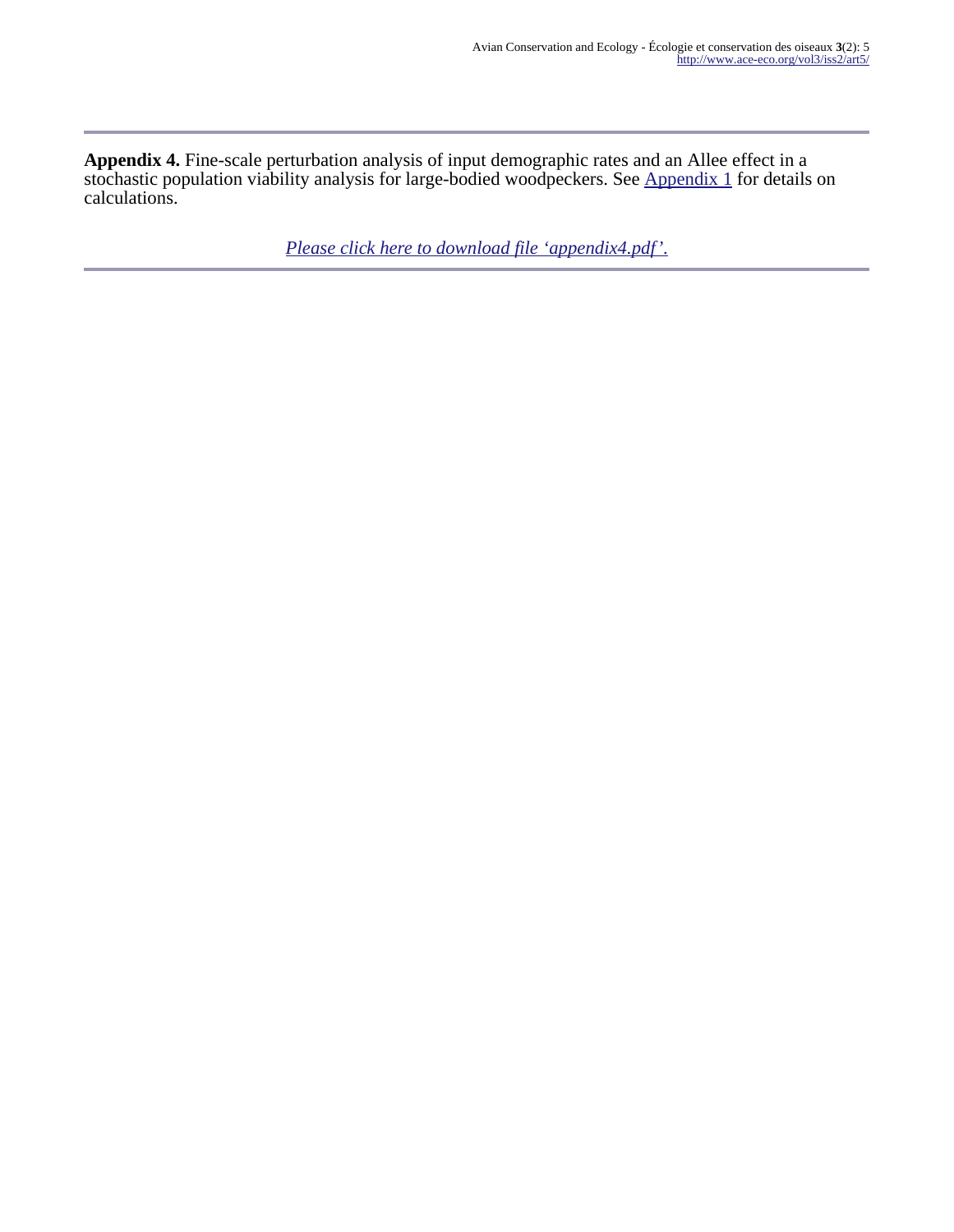**Appendix 4.** Fine-scale perturbation analysis of input demographic rates and an Allee effect in a stochastic population viability analysis for large-bodied woodpeckers. See Appendix 1 for details on calculations.

*Please click here to download file 'appendix4.pdf'.*